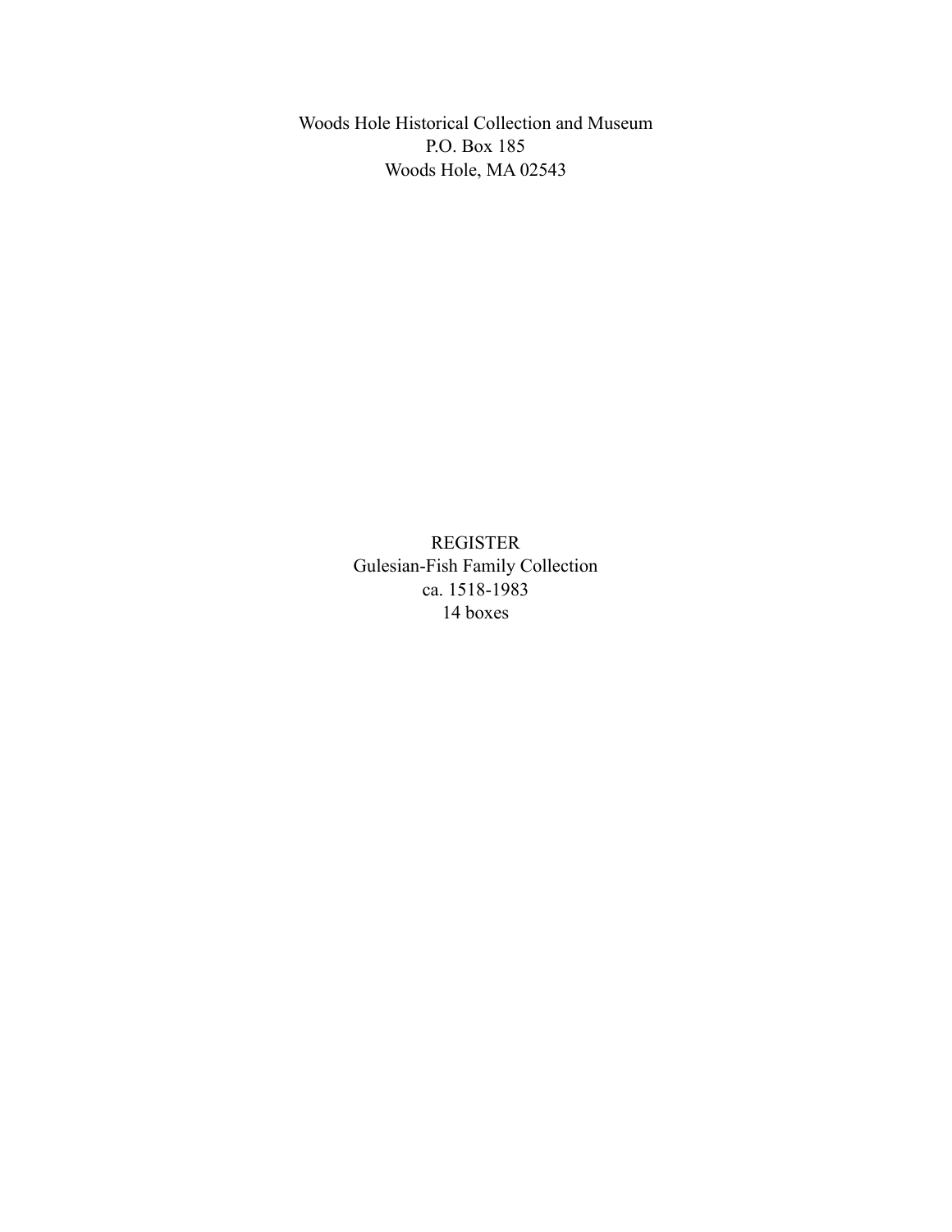Woods Hole Historical Collection and Museum
P.O. Box 185
Woods Hole, MA 02543

REGISTER
Gulesian-Fish Family Collection
ca. 1518-1983
14 boxes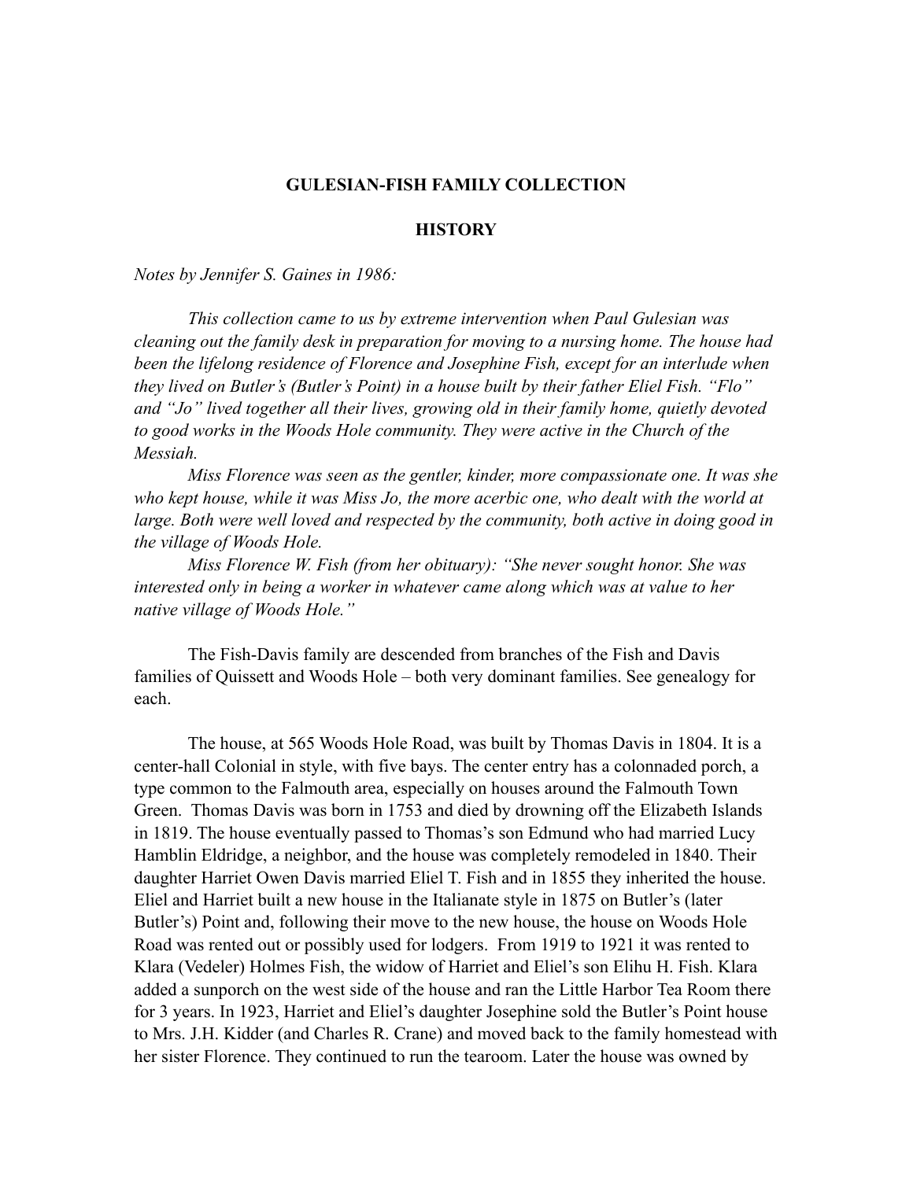**GULESIAN-FISH FAMILY COLLECTION**

**HISTORY**

*Notes by Jennifer S. Gaines in 1986:*

*This collection came to us by extreme intervention when Paul Gulesian was cleaning out the family desk in preparation for moving to a nursing home. The house had been the lifelong residence of Florence and Josephine Fish, except for an interlude when they lived on Butler's (Butler's Point) in a house built by their father Eliel Fish. "Flo" and "Jo" lived together all their lives, growing old in their family home, quietly devoted to good works in the Woods Hole community. They were active in the Church of the Messiah.*

*Miss Florence was seen as the gentler, kinder, more compassionate one. It was she who kept house, while it was Miss Jo, the more acerbic one, who dealt with the world at large. Both were well loved and respected by the community, both active in doing good in the village of Woods Hole.*

*Miss Florence W. Fish (from her obituary): "She never sought honor. She was interested only in being a worker in whatever came along which was at value to her native village of Woods Hole."*

The Fish-Davis family are descended from branches of the Fish and Davis families of Quissett and Woods Hole – both very dominant families. See genealogy for each.

The house, at 565 Woods Hole Road, was built by Thomas Davis in 1804. It is a center-hall Colonial in style, with five bays. The center entry has a colonnaded porch, a type common to the Falmouth area, especially on houses around the Falmouth Town Green. Thomas Davis was born in 1753 and died by drowning off the Elizabeth Islands in 1819. The house eventually passed to Thomas's son Edmund who had married Lucy Hamblin Eldridge, a neighbor, and the house was completely remodeled in 1840. Their daughter Harriet Owen Davis married Eliel T. Fish and in 1855 they inherited the house. Eliel and Harriet built a new house in the Italianate style in 1875 on Butler's (later Butler's) Point and, following their move to the new house, the house on Woods Hole Road was rented out or possibly used for lodgers. From 1919 to 1921 it was rented to Klara (Vedeler) Holmes Fish, the widow of Harriet and Eliel's son Elihu H. Fish. Klara added a sunporch on the west side of the house and ran the Little Harbor Tea Room there for 3 years. In 1923, Harriet and Eliel's daughter Josephine sold the Butler's Point house to Mrs. J.H. Kidder (and Charles R. Crane) and moved back to the family homestead with her sister Florence. They continued to run the tearoom. Later the house was owned by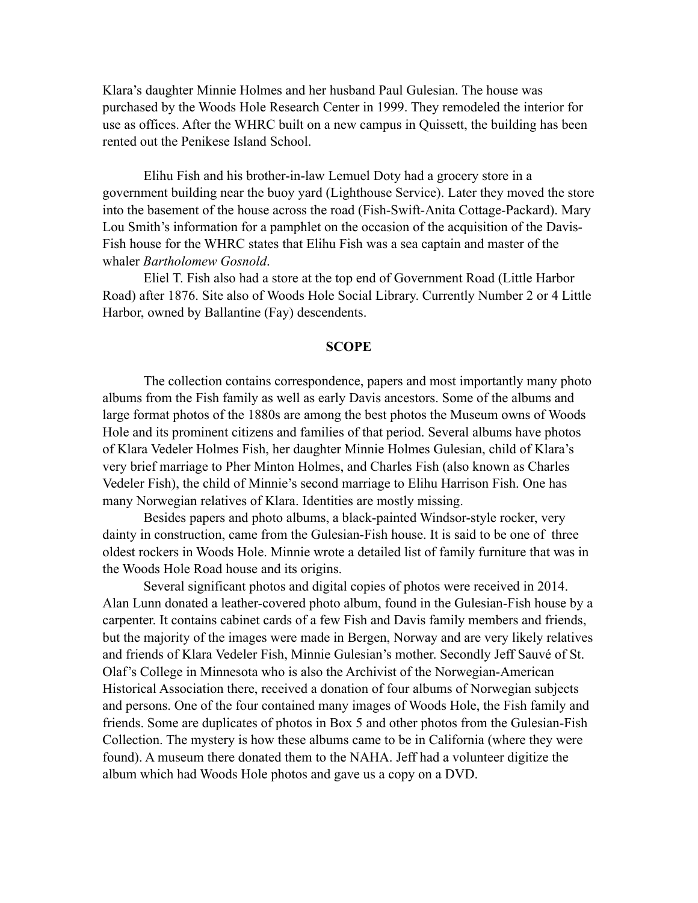Klara's daughter Minnie Holmes and her husband Paul Gulesian. The house was purchased by the Woods Hole Research Center in 1999. They remodeled the interior for use as offices. After the WHRC built on a new campus in Quissett, the building has been rented out the Penikese Island School.

Elihu Fish and his brother-in-law Lemuel Doty had a grocery store in a government building near the buoy yard (Lighthouse Service). Later they moved the store into the basement of the house across the road (Fish-Swift-Anita Cottage-Packard). Mary Lou Smith's information for a pamphlet on the occasion of the acquisition of the Davis-Fish house for the WHRC states that Elihu Fish was a sea captain and master of the whaler *Bartholomew Gosnold*.

Eliel T. Fish also had a store at the top end of Government Road (Little Harbor Road) after 1876. Site also of Woods Hole Social Library. Currently Number 2 or 4 Little Harbor, owned by Ballantine (Fay) descendents.

## SCOPE

The collection contains correspondence, papers and most importantly many photo albums from the Fish family as well as early Davis ancestors. Some of the albums and large format photos of the 1880s are among the best photos the Museum owns of Woods Hole and its prominent citizens and families of that period. Several albums have photos of Klara Vedeler Holmes Fish, her daughter Minnie Holmes Gulesian, child of Klara's very brief marriage to Pher Minton Holmes, and Charles Fish (also known as Charles Vedeler Fish), the child of Minnie's second marriage to Elihu Harrison Fish. One has many Norwegian relatives of Klara. Identities are mostly missing.

Besides papers and photo albums, a black-painted Windsor-style rocker, very dainty in construction, came from the Gulesian-Fish house. It is said to be one of three oldest rockers in Woods Hole. Minnie wrote a detailed list of family furniture that was in the Woods Hole Road house and its origins.

Several significant photos and digital copies of photos were received in 2014. Alan Lunn donated a leather-covered photo album, found in the Gulesian-Fish house by a carpenter. It contains cabinet cards of a few Fish and Davis family members and friends, but the majority of the images were made in Bergen, Norway and are very likely relatives and friends of Klara Vedeler Fish, Minnie Gulesian's mother. Secondly Jeff Sauvé of St. Olaf's College in Minnesota who is also the Archivist of the Norwegian-American Historical Association there, received a donation of four albums of Norwegian subjects and persons. One of the four contained many images of Woods Hole, the Fish family and friends. Some are duplicates of photos in Box 5 and other photos from the Gulesian-Fish Collection. The mystery is how these albums came to be in California (where they were found). A museum there donated them to the NAHA. Jeff had a volunteer digitize the album which had Woods Hole photos and gave us a copy on a DVD.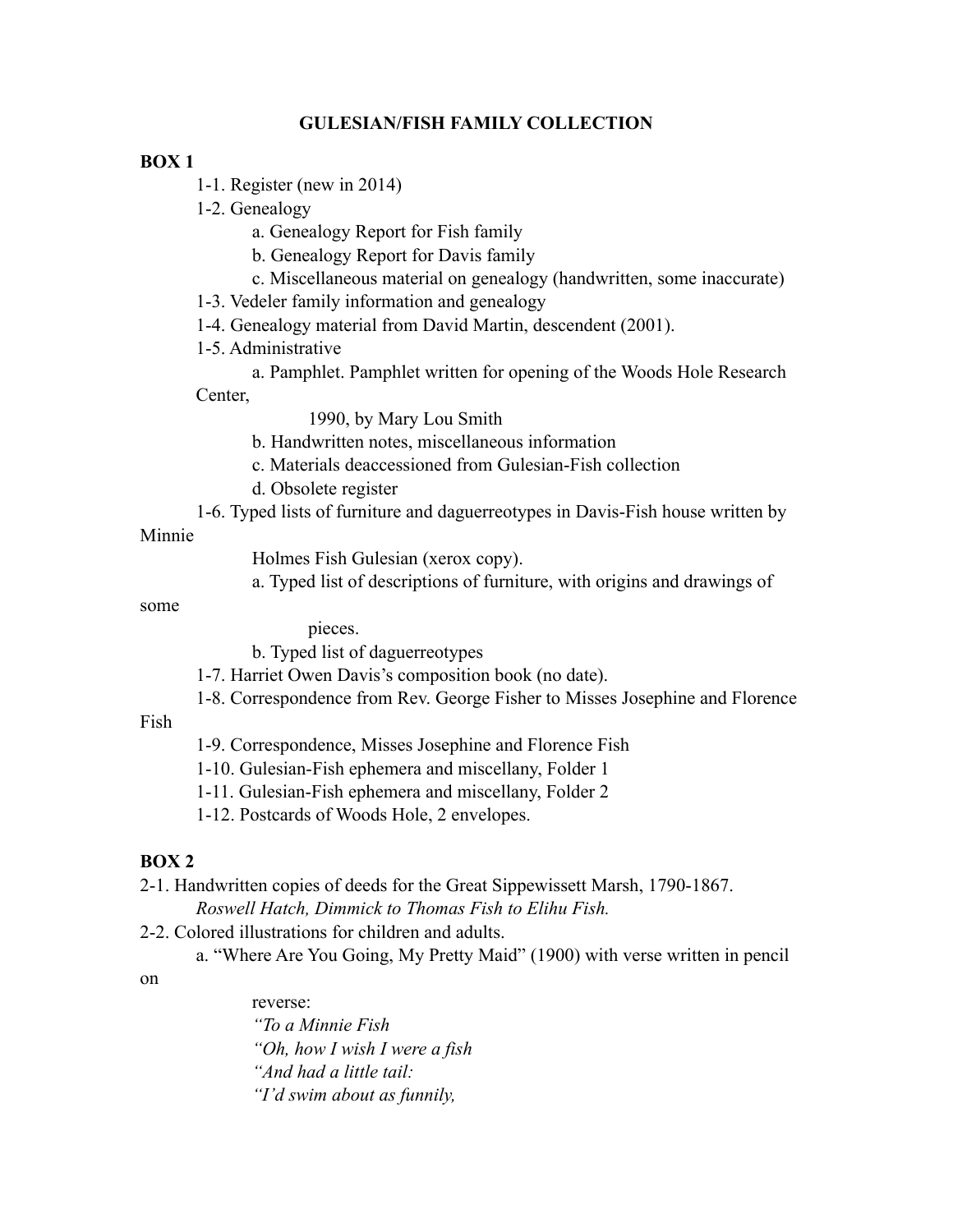# GULESIAN/FISH FAMILY COLLECTION

**BOX 1**

- 1-1. Register (new in 2014)
- 1-2. Genealogy
  - a. Genealogy Report for Fish family
  - b. Genealogy Report for Davis family
  - c. Miscellaneous material on genealogy (handwritten, some inaccurate)
- 1-3. Vedeler family information and genealogy
- 1-4. Genealogy material from David Martin, descendent (2001).
- 1-5. Administrative
  - a. Pamphlet. Pamphlet written for opening of the Woods Hole Research Center, 1990, by Mary Lou Smith
  - b. Handwritten notes, miscellaneous information
  - c. Materials deaccessioned from Gulesian-Fish collection
  - d. Obsolete register
- 1-6. Typed lists of furniture and daguerreotypes in Davis-Fish house written by Minnie Holmes Fish Gulesian (xerox copy).
  - a. Typed list of descriptions of furniture, with origins and drawings of some pieces.
  - b. Typed list of daguerreotypes
- 1-7. Harriet Owen Davis's composition book (no date).
- 1-8. Correspondence from Rev. George Fisher to Misses Josephine and Florence Fish
- 1-9. Correspondence, Misses Josephine and Florence Fish
- 1-10. Gulesian-Fish ephemera and miscellany, Folder 1
- 1-11. Gulesian-Fish ephemera and miscellany, Folder 2
- 1-12. Postcards of Woods Hole, 2 envelopes.

**BOX 2**

2-1. Handwritten copies of deeds for the Great Sippewissett Marsh, 1790-1867.
*Roswell Hatch, Dimmick to Thomas Fish to Elihu Fish.*

2-2. Colored illustrations for children and adults.

a. "Where Are You Going, My Pretty Maid" (1900) with verse written in pencil on reverse:

*"To a Minnie Fish*
*"Oh, how I wish I were a fish*
*"And had a little tail:*
*"I'd swim about as funnily,*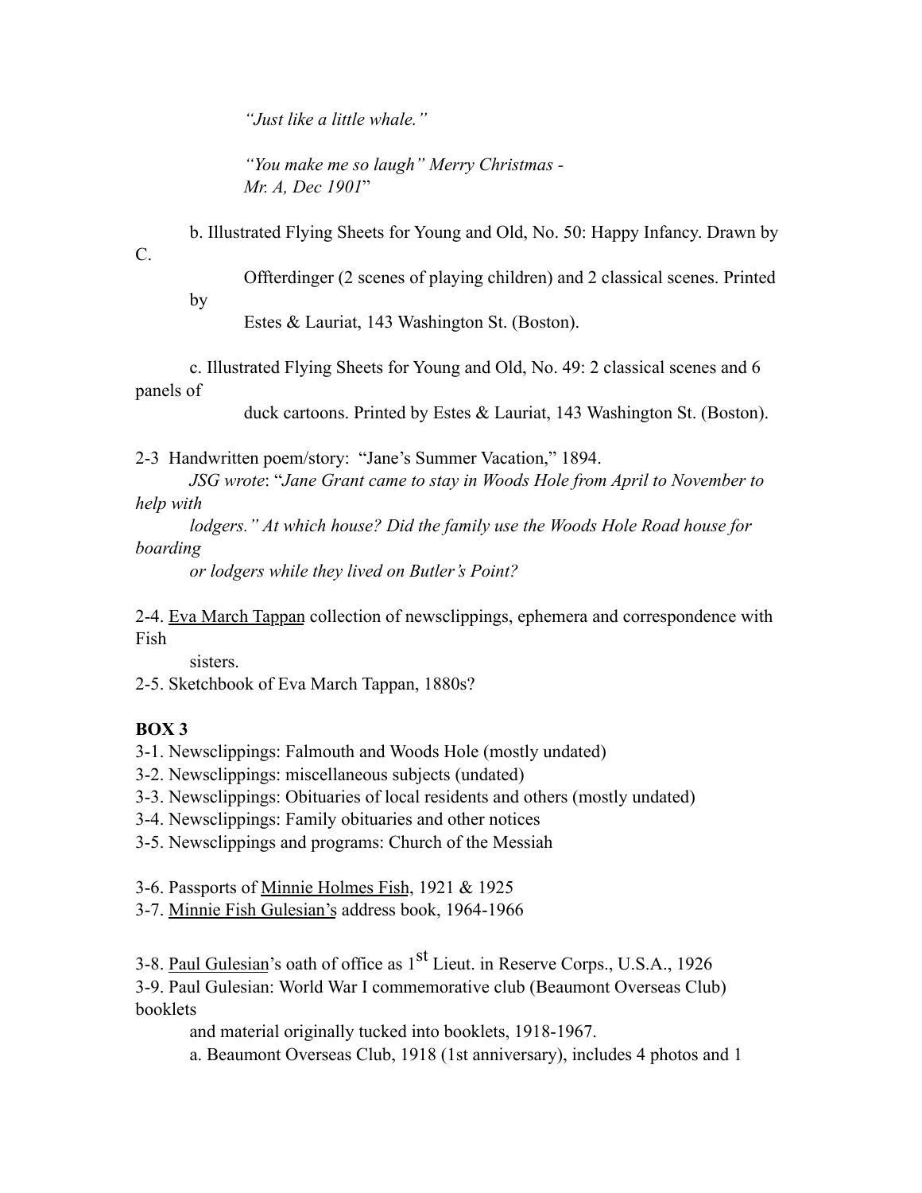*"Just like a little whale."*

*"You make me so laugh" Merry Christmas - Mr. A, Dec 1901*"

b. Illustrated Flying Sheets for Young and Old, No. 50: Happy Infancy. Drawn by C. Offterdinger (2 scenes of playing children) and 2 classical scenes. Printed by Estes & Lauriat, 143 Washington St. (Boston).

c. Illustrated Flying Sheets for Young and Old, No. 49: 2 classical scenes and 6 panels of duck cartoons. Printed by Estes & Lauriat, 143 Washington St. (Boston).

2-3 Handwritten poem/story: "Jane's Summer Vacation," 1894.
*JSG wrote*: "*Jane Grant came to stay in Woods Hole from April to November to help with lodgers." At which house? Did the family use the Woods Hole Road house for boarding or lodgers while they lived on Butler's Point?*

2-4. Eva March Tappan collection of newsclippings, ephemera and correspondence with Fish sisters.
2-5. Sketchbook of Eva March Tappan, 1880s?

**BOX 3**

3-1. Newsclippings: Falmouth and Woods Hole (mostly undated)
3-2. Newsclippings: miscellaneous subjects (undated)
3-3. Newsclippings: Obituaries of local residents and others (mostly undated)
3-4. Newsclippings: Family obituaries and other notices
3-5. Newsclippings and programs: Church of the Messiah

3-6. Passports of Minnie Holmes Fish, 1921 & 1925
3-7. Minnie Fish Gulesian's address book, 1964-1966

3-8. Paul Gulesian's oath of office as 1st Lieut. in Reserve Corps., U.S.A., 1926
3-9. Paul Gulesian: World War I commemorative club (Beaumont Overseas Club) booklets and material originally tucked into booklets, 1918-1967.

a. Beaumont Overseas Club, 1918 (1st anniversary), includes 4 photos and 1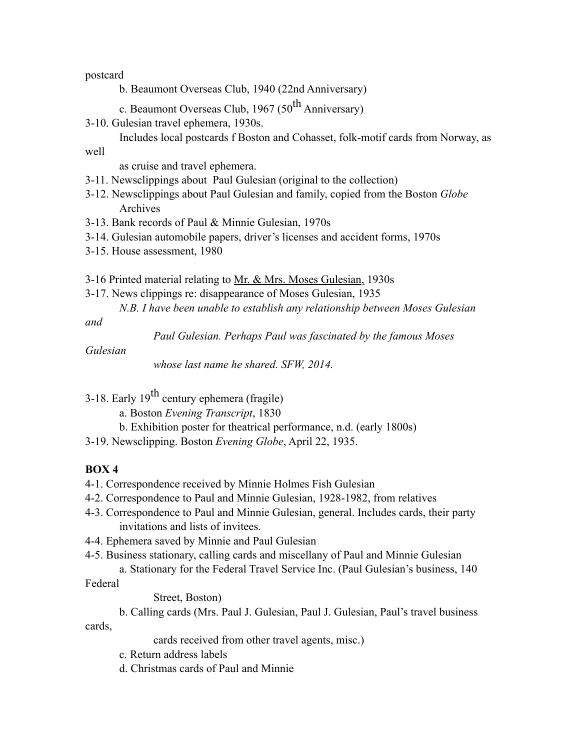postcard

- b. Beaumont Overseas Club, 1940 (22nd Anniversary)
- c. Beaumont Overseas Club, 1967 (50th Anniversary)

3-10. Gulesian travel ephemera, 1930s.
Includes local postcards f Boston and Cohasset, folk-motif cards from Norway, as well as cruise and travel ephemera.

3-11. Newsclippings about Paul Gulesian (original to the collection)

3-12. Newsclippings about Paul Gulesian and family, copied from the Boston *Globe* Archives

3-13. Bank records of Paul & Minnie Gulesian, 1970s

3-14. Gulesian automobile papers, driver's licenses and accident forms, 1970s

3-15. House assessment, 1980

3-16 Printed material relating to <u>Mr. & Mrs. Moses Gulesian,</u> 1930s

3-17. News clippings re: disappearance of Moses Gulesian, 1935
*N.B. I have been unable to establish any relationship between Moses Gulesian and Paul Gulesian. Perhaps Paul was fascinated by the famous Moses Gulesian whose last name he shared. SFW, 2014.*

3-18. Early 19th century ephemera (fragile)

- a. Boston *Evening Transcript*, 1830
- b. Exhibition poster for theatrical performance, n.d. (early 1800s)

3-19. Newsclipping. Boston *Evening Globe*, April 22, 1935.

**BOX 4**

4-1. Correspondence received by Minnie Holmes Fish Gulesian

4-2. Correspondence to Paul and Minnie Gulesian, 1928-1982, from relatives

4-3. Correspondence to Paul and Minnie Gulesian, general. Includes cards, their party invitations and lists of invitees.

4-4. Ephemera saved by Minnie and Paul Gulesian

4-5. Business stationary, calling cards and miscellany of Paul and Minnie Gulesian

- a. Stationary for the Federal Travel Service Inc. (Paul Gulesian's business, 140 Federal Street, Boston)
- b. Calling cards (Mrs. Paul J. Gulesian, Paul J. Gulesian, Paul's travel business cards, cards received from other travel agents, misc.)
- c. Return address labels
- d. Christmas cards of Paul and Minnie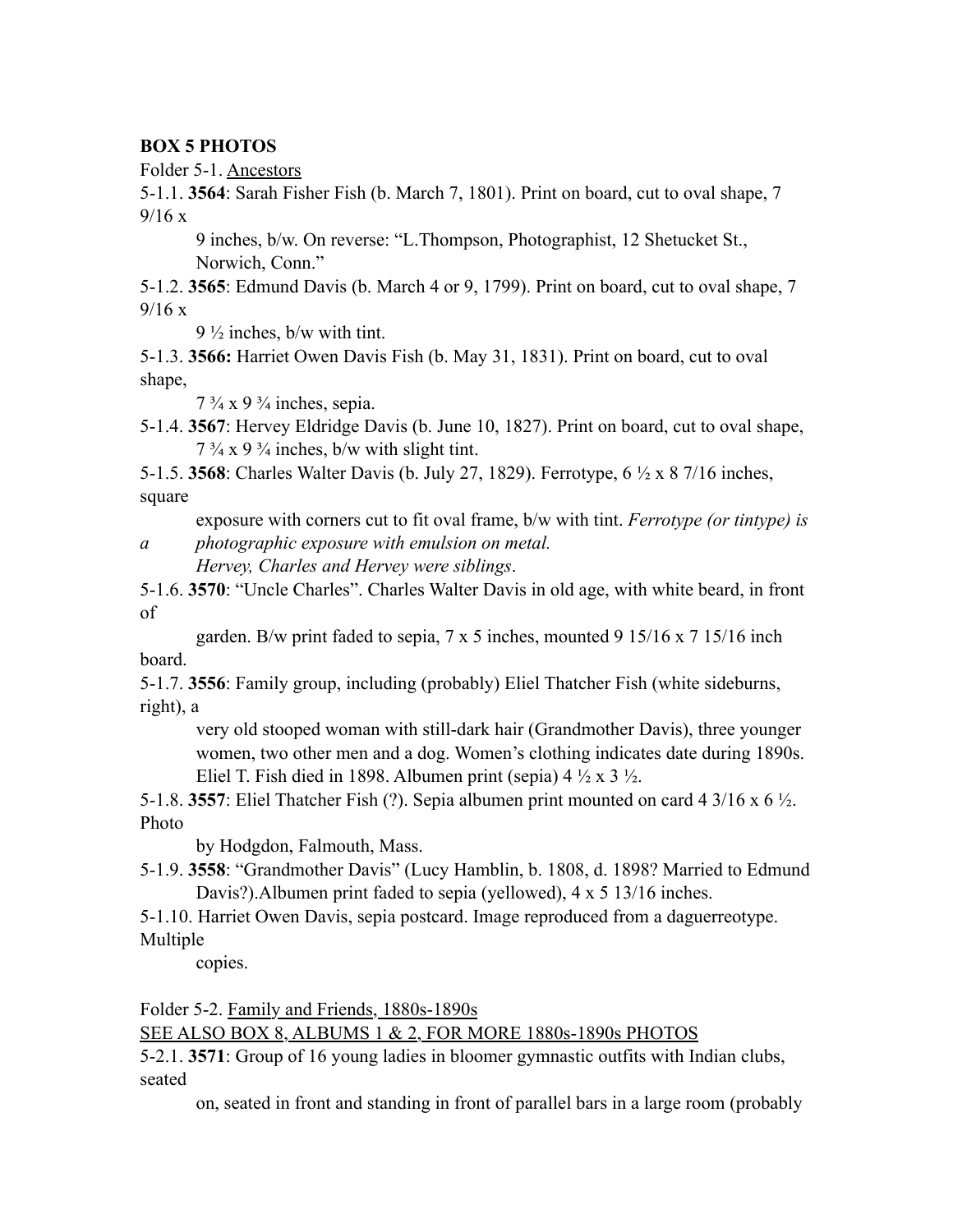**BOX 5 PHOTOS**

Folder 5-1. Ancestors

5-1.1. **3564**: Sarah Fisher Fish (b. March 7, 1801). Print on board, cut to oval shape, 7 9/16 x 9 inches, b/w. On reverse: "L.Thompson, Photographist, 12 Shetucket St., Norwich, Conn."

5-1.2. **3565**: Edmund Davis (b. March 4 or 9, 1799). Print on board, cut to oval shape, 7 9/16 x 9 ½ inches, b/w with tint.

5-1.3. **3566:** Harriet Owen Davis Fish (b. May 31, 1831). Print on board, cut to oval shape, 7 ¾ x 9 ¾ inches, sepia.

5-1.4. **3567**: Hervey Eldridge Davis (b. June 10, 1827). Print on board, cut to oval shape, 7 ¾ x 9 ¾ inches, b/w with slight tint.

5-1.5. **3568**: Charles Walter Davis (b. July 27, 1829). Ferrotype, 6 ½ x 8 7/16 inches, square exposure with corners cut to fit oval frame, b/w with tint. *Ferrotype (or tintype) is a photographic exposure with emulsion on metal. Hervey, Charles and Hervey were siblings*.

5-1.6. **3570**: "Uncle Charles". Charles Walter Davis in old age, with white beard, in front of garden. B/w print faded to sepia, 7 x 5 inches, mounted 9 15/16 x 7 15/16 inch board.

5-1.7. **3556**: Family group, including (probably) Eliel Thatcher Fish (white sideburns, right), a very old stooped woman with still-dark hair (Grandmother Davis), three younger women, two other men and a dog. Women's clothing indicates date during 1890s. Eliel T. Fish died in 1898. Albumen print (sepia) 4 ½ x 3 ½.

5-1.8. **3557**: Eliel Thatcher Fish (?). Sepia albumen print mounted on card 4 3/16 x 6 ½. Photo by Hodgdon, Falmouth, Mass.

5-1.9. **3558**: "Grandmother Davis" (Lucy Hamblin, b. 1808, d. 1898? Married to Edmund Davis?).Albumen print faded to sepia (yellowed), 4 x 5 13/16 inches.

5-1.10. Harriet Owen Davis, sepia postcard. Image reproduced from a daguerreotype. Multiple copies.

Folder 5-2. Family and Friends, 1880s-1890s

SEE ALSO BOX 8, ALBUMS 1 & 2, FOR MORE 1880s-1890s PHOTOS

5-2.1. **3571**: Group of 16 young ladies in bloomer gymnastic outfits with Indian clubs, seated on, seated in front and standing in front of parallel bars in a large room (probably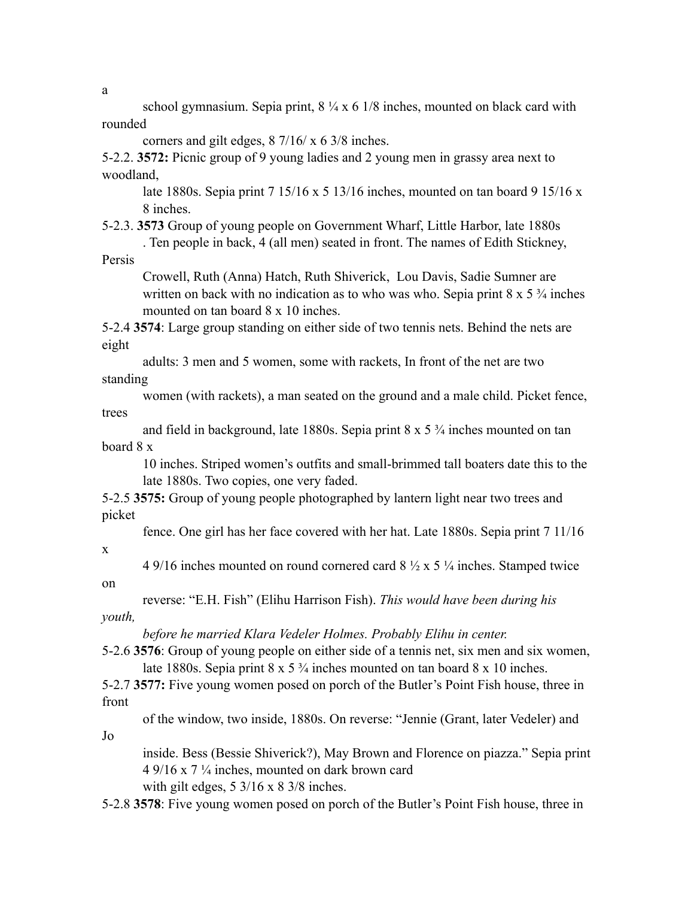a

school gymnasium. Sepia print, 8 ¼ x 6 1/8 inches, mounted on black card with rounded corners and gilt edges, 8 7/16/ x 6 3/8 inches.

5-2.2. **3572:** Picnic group of 9 young ladies and 2 young men in grassy area next to woodland, late 1880s. Sepia print 7 15/16 x 5 13/16 inches, mounted on tan board 9 15/16 x 8 inches.

5-2.3. **3573** Group of young people on Government Wharf, Little Harbor, late 1880s . Ten people in back, 4 (all men) seated in front. The names of Edith Stickney, Persis Crowell, Ruth (Anna) Hatch, Ruth Shiverick, Lou Davis, Sadie Sumner are written on back with no indication as to who was who. Sepia print 8 x 5 ¾ inches mounted on tan board 8 x 10 inches.

5-2.4 **3574**: Large group standing on either side of two tennis nets. Behind the nets are eight adults: 3 men and 5 women, some with rackets, In front of the net are two standing women (with rackets), a man seated on the ground and a male child. Picket fence, trees and field in background, late 1880s. Sepia print 8 x 5 ¾ inches mounted on tan board 8 x 10 inches. Striped women's outfits and small-brimmed tall boaters date this to the late 1880s. Two copies, one very faded.

5-2.5 **3575:** Group of young people photographed by lantern light near two trees and picket fence. One girl has her face covered with her hat. Late 1880s. Sepia print 7 11/16 x 4 9/16 inches mounted on round cornered card 8 ½ x 5 ¼ inches. Stamped twice on reverse: "E.H. Fish" (Elihu Harrison Fish). *This would have been during his youth, before he married Klara Vedeler Holmes. Probably Elihu in center.*

5-2.6 **3576**: Group of young people on either side of a tennis net, six men and six women, late 1880s. Sepia print 8 x 5 ¾ inches mounted on tan board 8 x 10 inches.

5-2.7 **3577:** Five young women posed on porch of the Butler's Point Fish house, three in front of the window, two inside, 1880s. On reverse: "Jennie (Grant, later Vedeler) and Jo inside. Bess (Bessie Shiverick?), May Brown and Florence on piazza." Sepia print 4 9/16 x 7 ¼ inches, mounted on dark brown card with gilt edges, 5 3/16 x 8 3/8 inches.

5-2.8 **3578**: Five young women posed on porch of the Butler's Point Fish house, three in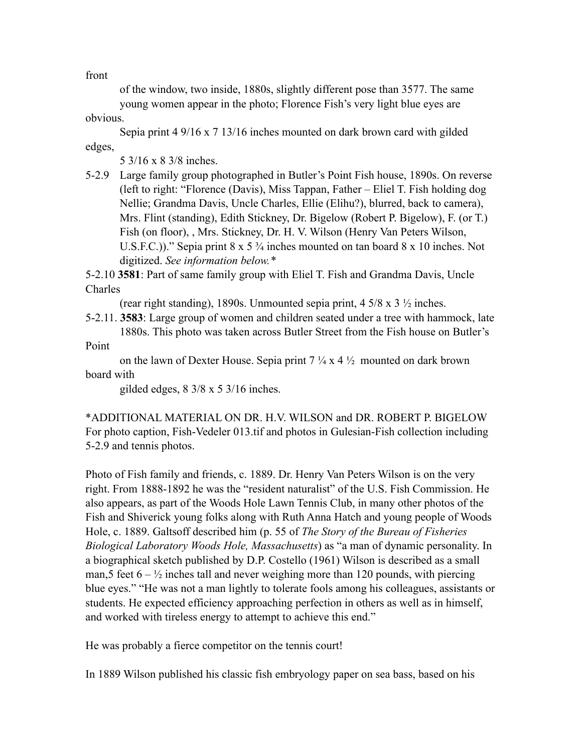front

of the window, two inside, 1880s, slightly different pose than 3577. The same young women appear in the photo; Florence Fish's very light blue eyes are obvious.

Sepia print 4 9/16 x 7 13/16 inches mounted on dark brown card with gilded edges, 5 3/16 x 8 3/8 inches.

5-2.9 Large family group photographed in Butler's Point Fish house, 1890s. On reverse (left to right: "Florence (Davis), Miss Tappan, Father – Eliel T. Fish holding dog Nellie; Grandma Davis, Uncle Charles, Ellie (Elihu?), blurred, back to camera), Mrs. Flint (standing), Edith Stickney, Dr. Bigelow (Robert P. Bigelow), F. (or T.) Fish (on floor), , Mrs. Stickney, Dr. H. V. Wilson (Henry Van Peters Wilson, U.S.F.C.))." Sepia print 8 x 5 ¾ inches mounted on tan board 8 x 10 inches. Not digitized. *See information below.**

5-2.10 **3581**: Part of same family group with Eliel T. Fish and Grandma Davis, Uncle Charles (rear right standing), 1890s. Unmounted sepia print, 4 5/8 x 3 ½ inches.

5-2.11. **3583**: Large group of women and children seated under a tree with hammock, late 1880s. This photo was taken across Butler Street from the Fish house on Butler's Point on the lawn of Dexter House. Sepia print 7 ¼ x 4 ½ mounted on dark brown board with gilded edges, 8 3/8 x 5 3/16 inches.

*ADDITIONAL MATERIAL ON DR. H.V. WILSON and DR. ROBERT P. BIGELOW
For photo caption, Fish-Vedeler 013.tif and photos in Gulesian-Fish collection including 5-2.9 and tennis photos.

Photo of Fish family and friends, c. 1889. Dr. Henry Van Peters Wilson is on the very right. From 1888-1892 he was the "resident naturalist" of the U.S. Fish Commission. He also appears, as part of the Woods Hole Lawn Tennis Club, in many other photos of the Fish and Shiverick young folks along with Ruth Anna Hatch and young people of Woods Hole, c. 1889. Galtsoff described him (p. 55 of *The Story of the Bureau of Fisheries Biological Laboratory Woods Hole, Massachusetts*) as "a man of dynamic personality. In a biographical sketch published by D.P. Costello (1961) Wilson is described as a small man,5 feet 6 – ½ inches tall and never weighing more than 120 pounds, with piercing blue eyes." "He was not a man lightly to tolerate fools among his colleagues, assistants or students. He expected efficiency approaching perfection in others as well as in himself, and worked with tireless energy to attempt to achieve this end."

He was probably a fierce competitor on the tennis court!

In 1889 Wilson published his classic fish embryology paper on sea bass, based on his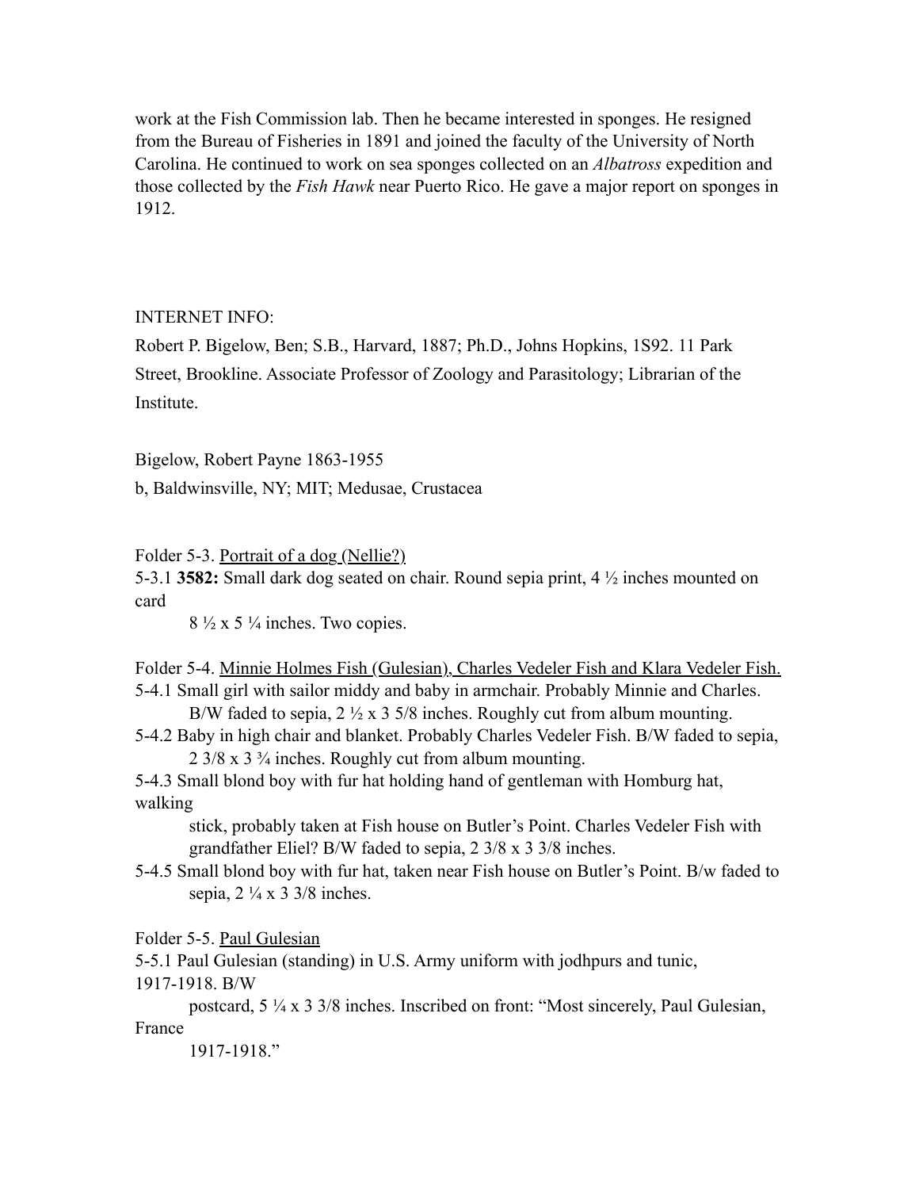work at the Fish Commission lab. Then he became interested in sponges. He resigned from the Bureau of Fisheries in 1891 and joined the faculty of the University of North Carolina. He continued to work on sea sponges collected on an *Albatross* expedition and those collected by the *Fish Hawk* near Puerto Rico. He gave a major report on sponges in 1912.

INTERNET INFO:

Robert P. Bigelow, Ben; S.B., Harvard, 1887; Ph.D., Johns Hopkins, 1S92. 11 Park Street, Brookline. Associate Professor of Zoology and Parasitology; Librarian of the Institute.

Bigelow, Robert Payne 1863-1955

b, Baldwinsville, NY; MIT; Medusae, Crustacea

Folder 5-3. Portrait of a dog (Nellie?)

5-3.1 **3582:** Small dark dog seated on chair. Round sepia print, 4 ½ inches mounted on card 8 ½ x 5 ¼ inches. Two copies.

Folder 5-4. Minnie Holmes Fish (Gulesian), Charles Vedeler Fish and Klara Vedeler Fish.

5-4.1 Small girl with sailor middy and baby in armchair. Probably Minnie and Charles. B/W faded to sepia, 2 ½ x 3 5/8 inches. Roughly cut from album mounting.

5-4.2 Baby in high chair and blanket. Probably Charles Vedeler Fish. B/W faded to sepia, 2 3/8 x 3 ¾ inches. Roughly cut from album mounting.

5-4.3 Small blond boy with fur hat holding hand of gentleman with Homburg hat, walking stick, probably taken at Fish house on Butler's Point. Charles Vedeler Fish with grandfather Eliel? B/W faded to sepia, 2 3/8 x 3 3/8 inches.

5-4.5 Small blond boy with fur hat, taken near Fish house on Butler's Point. B/w faded to sepia, 2 ¼ x 3 3/8 inches.

Folder 5-5. Paul Gulesian

5-5.1 Paul Gulesian (standing) in U.S. Army uniform with jodhpurs and tunic, 1917-1918. B/W postcard, 5 ¼ x 3 3/8 inches. Inscribed on front: "Most sincerely, Paul Gulesian, France 1917-1918."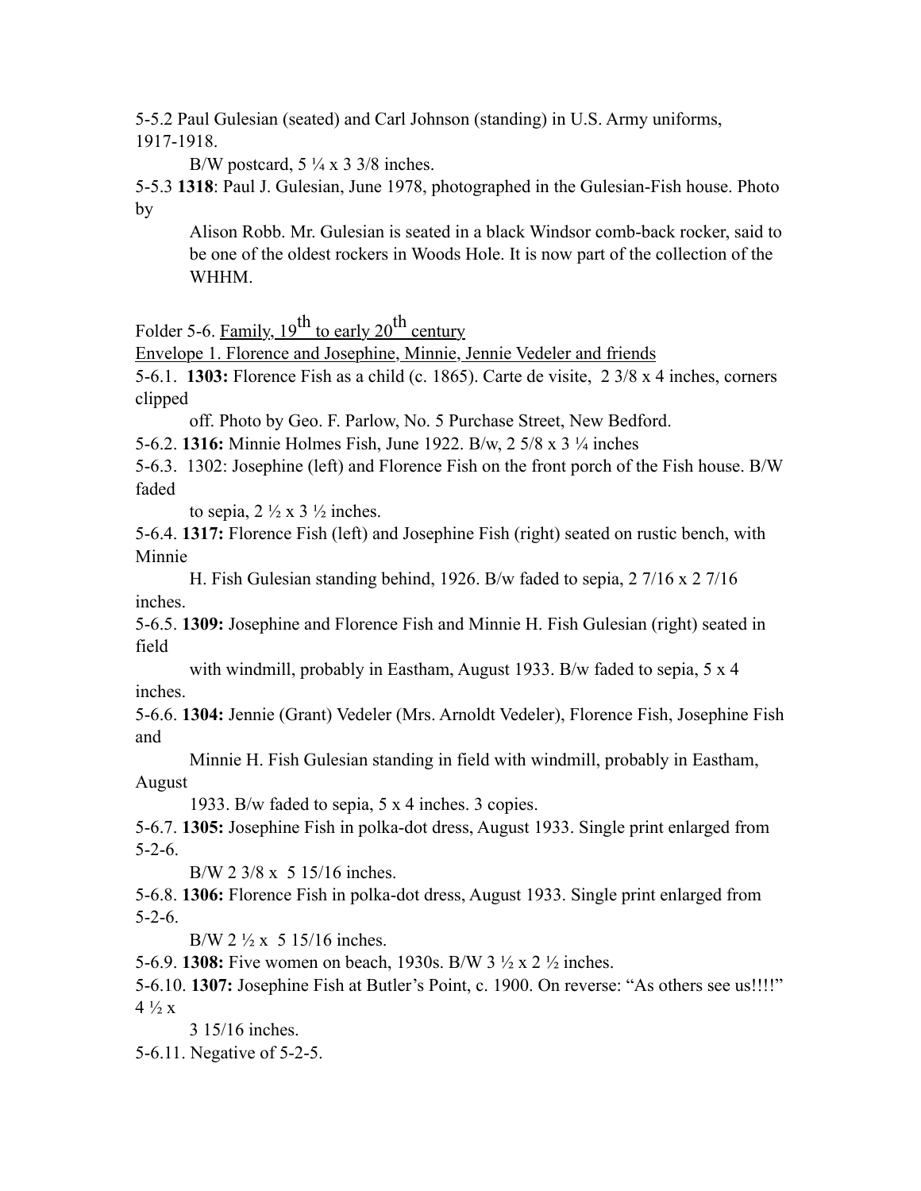5-5.2 Paul Gulesian (seated) and Carl Johnson (standing) in U.S. Army uniforms, 1917-1918.

B/W postcard, 5 ¼ x 3 3/8 inches.

5-5.3 **1318**: Paul J. Gulesian, June 1978, photographed in the Gulesian-Fish house. Photo by Alison Robb. Mr. Gulesian is seated in a black Windsor comb-back rocker, said to be one of the oldest rockers in Woods Hole. It is now part of the collection of the WHHM.

Folder 5-6. <u>Family, 19th to early 20th century</u>

<u>Envelope 1. Florence and Josephine, Minnie, Jennie Vedeler and friends</u>

5-6.1. **1303:** Florence Fish as a child (c. 1865). Carte de visite, 2 3/8 x 4 inches, corners clipped off. Photo by Geo. F. Parlow, No. 5 Purchase Street, New Bedford.

5-6.2. **1316:** Minnie Holmes Fish, June 1922. B/w, 2 5/8 x 3 ¼ inches

5-6.3. 1302: Josephine (left) and Florence Fish on the front porch of the Fish house. B/W faded to sepia, 2 ½ x 3 ½ inches.

5-6.4. **1317:** Florence Fish (left) and Josephine Fish (right) seated on rustic bench, with Minnie H. Fish Gulesian standing behind, 1926. B/w faded to sepia, 2 7/16 x 2 7/16 inches.

5-6.5. **1309:** Josephine and Florence Fish and Minnie H. Fish Gulesian (right) seated in field with windmill, probably in Eastham, August 1933. B/w faded to sepia, 5 x 4 inches.

5-6.6. **1304:** Jennie (Grant) Vedeler (Mrs. Arnoldt Vedeler), Florence Fish, Josephine Fish and Minnie H. Fish Gulesian standing in field with windmill, probably in Eastham, August 1933. B/w faded to sepia, 5 x 4 inches. 3 copies.

5-6.7. **1305:** Josephine Fish in polka-dot dress, August 1933. Single print enlarged from 5-2-6.

B/W 2 3/8 x 5 15/16 inches.

5-6.8. **1306:** Florence Fish in polka-dot dress, August 1933. Single print enlarged from 5-2-6.

B/W 2 ½ x 5 15/16 inches.

5-6.9. **1308:** Five women on beach, 1930s. B/W 3 ½ x 2 ½ inches.

5-6.10. **1307:** Josephine Fish at Butler's Point, c. 1900. On reverse: "As others see us!!!!" 4 ½ x 3 15/16 inches.

5-6.11. Negative of 5-2-5.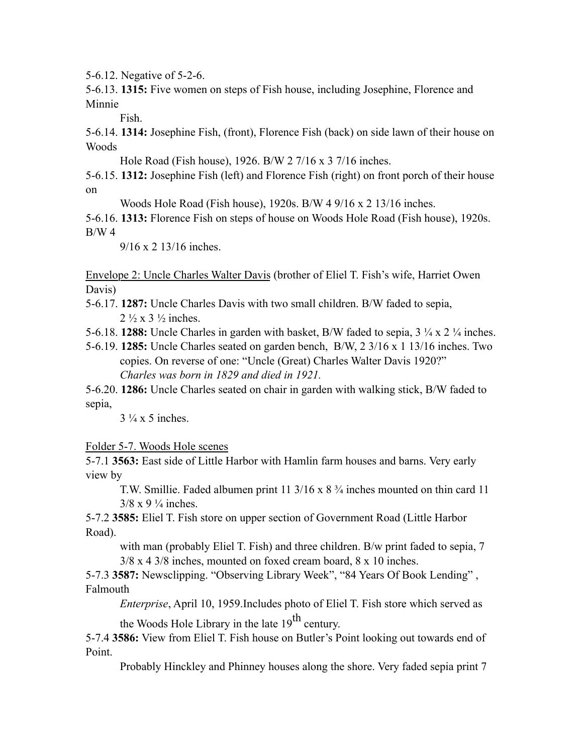5-6.12. Negative of 5-2-6.

5-6.13. **1315:** Five women on steps of Fish house, including Josephine, Florence and Minnie Fish.

5-6.14. **1314:** Josephine Fish, (front), Florence Fish (back) on side lawn of their house on Woods Hole Road (Fish house), 1926. B/W 2 7/16 x 3 7/16 inches.

5-6.15. **1312:** Josephine Fish (left) and Florence Fish (right) on front porch of their house on Woods Hole Road (Fish house), 1920s. B/W 4 9/16 x 2 13/16 inches.

5-6.16. **1313:** Florence Fish on steps of house on Woods Hole Road (Fish house), 1920s. B/W 4 9/16 x 2 13/16 inches.

Envelope 2: Uncle Charles Walter Davis (brother of Eliel T. Fish's wife, Harriet Owen Davis)

5-6.17. **1287:** Uncle Charles Davis with two small children. B/W faded to sepia, 2 ½ x 3 ½ inches.

5-6.18. **1288:** Uncle Charles in garden with basket, B/W faded to sepia, 3 ¼ x 2 ¼ inches.

5-6.19. **1285:** Uncle Charles seated on garden bench, B/W, 2 3/16 x 1 13/16 inches. Two copies. On reverse of one: "Uncle (Great) Charles Walter Davis 1920?"
*Charles was born in 1829 and died in 1921.*

5-6.20. **1286:** Uncle Charles seated on chair in garden with walking stick, B/W faded to sepia, 3 ¼ x 5 inches.

Folder 5-7. Woods Hole scenes

5-7.1 **3563:** East side of Little Harbor with Hamlin farm houses and barns. Very early view by T.W. Smillie. Faded albumen print 11 3/16 x 8 ¾ inches mounted on thin card 11 3/8 x 9 ¼ inches.

5-7.2 **3585:** Eliel T. Fish store on upper section of Government Road (Little Harbor Road). with man (probably Eliel T. Fish) and three children. B/w print faded to sepia, 7 3/8 x 4 3/8 inches, mounted on foxed cream board, 8 x 10 inches.

5-7.3 **3587:** Newsclipping. "Observing Library Week", "84 Years Of Book Lending" , Falmouth *Enterprise*, April 10, 1959.Includes photo of Eliel T. Fish store which served as the Woods Hole Library in the late 19th century.

5-7.4 **3586:** View from Eliel T. Fish house on Butler's Point looking out towards end of Point. Probably Hinckley and Phinney houses along the shore. Very faded sepia print 7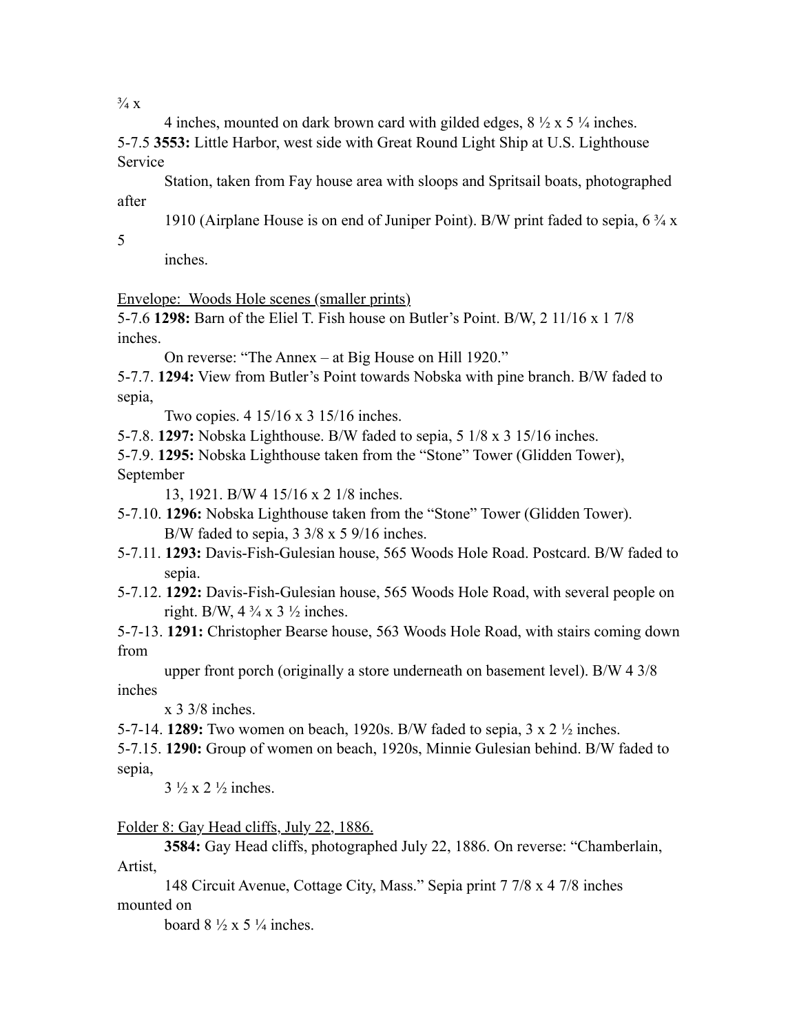¾ x

4 inches, mounted on dark brown card with gilded edges, 8 ½ x 5 ¼ inches.

5-7.5 **3553:** Little Harbor, west side with Great Round Light Ship at U.S. Lighthouse Service Station, taken from Fay house area with sloops and Spritsail boats, photographed after 1910 (Airplane House is on end of Juniper Point). B/W print faded to sepia, 6 ¾ x 5 inches.

<u>Envelope: Woods Hole scenes (smaller prints)</u>

5-7.6 **1298:** Barn of the Eliel T. Fish house on Butler's Point. B/W, 2 11/16 x 1 7/8 inches.
On reverse: "The Annex – at Big House on Hill 1920."

5-7.7. **1294:** View from Butler's Point towards Nobska with pine branch. B/W faded to sepia, Two copies. 4 15/16 x 3 15/16 inches.

5-7.8. **1297:** Nobska Lighthouse. B/W faded to sepia, 5 1/8 x 3 15/16 inches.

5-7.9. **1295:** Nobska Lighthouse taken from the "Stone" Tower (Glidden Tower), September 13, 1921. B/W 4 15/16 x 2 1/8 inches.

5-7.10. **1296:** Nobska Lighthouse taken from the "Stone" Tower (Glidden Tower). B/W faded to sepia, 3 3/8 x 5 9/16 inches.

5-7.11. **1293:** Davis-Fish-Gulesian house, 565 Woods Hole Road. Postcard. B/W faded to sepia.

5-7.12. **1292:** Davis-Fish-Gulesian house, 565 Woods Hole Road, with several people on right. B/W, 4 ¾ x 3 ½ inches.

5-7-13. **1291:** Christopher Bearse house, 563 Woods Hole Road, with stairs coming down from upper front porch (originally a store underneath on basement level). B/W 4 3/8 inches x 3 3/8 inches.

5-7-14. **1289:** Two women on beach, 1920s. B/W faded to sepia, 3 x 2 ½ inches.

5-7.15. **1290:** Group of women on beach, 1920s, Minnie Gulesian behind. B/W faded to sepia, 3 ½ x 2 ½ inches.

<u>Folder 8: Gay Head cliffs, July 22, 1886.</u>

**3584:** Gay Head cliffs, photographed July 22, 1886. On reverse: "Chamberlain, Artist, 148 Circuit Avenue, Cottage City, Mass." Sepia print 7 7/8 x 4 7/8 inches mounted on board 8 ½ x 5 ¼ inches.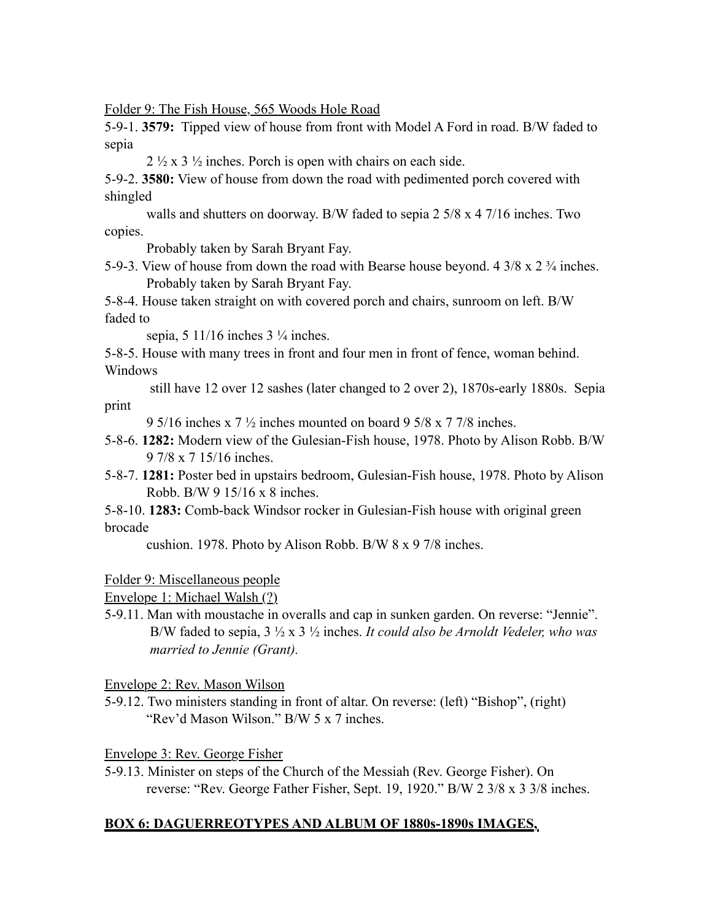Folder 9: The Fish House, 565 Woods Hole Road

5-9-1. **3579:** Tipped view of house from front with Model A Ford in road. B/W faded to sepia 2 ½ x 3 ½ inches. Porch is open with chairs on each side.

5-9-2. **3580:** View of house from down the road with pedimented porch covered with shingled walls and shutters on doorway. B/W faded to sepia 2 5/8 x 4 7/16 inches. Two copies. Probably taken by Sarah Bryant Fay.

5-9-3. View of house from down the road with Bearse house beyond. 4 3/8 x 2 ¾ inches. Probably taken by Sarah Bryant Fay.

5-8-4. House taken straight on with covered porch and chairs, sunroom on left. B/W faded to sepia, 5 11/16 inches 3 ¼ inches.

5-8-5. House with many trees in front and four men in front of fence, woman behind. Windows still have 12 over 12 sashes (later changed to 2 over 2), 1870s-early 1880s. Sepia print 9 5/16 inches x 7 ½ inches mounted on board 9 5/8 x 7 7/8 inches.

5-8-6. **1282:** Modern view of the Gulesian-Fish house, 1978. Photo by Alison Robb. B/W 9 7/8 x 7 15/16 inches.

5-8-7. **1281:** Poster bed in upstairs bedroom, Gulesian-Fish house, 1978. Photo by Alison Robb. B/W 9 15/16 x 8 inches.

5-8-10. **1283:** Comb-back Windsor rocker in Gulesian-Fish house with original green brocade cushion. 1978. Photo by Alison Robb. B/W 8 x 9 7/8 inches.

Folder 9: Miscellaneous people

Envelope 1: Michael Walsh (?)

5-9.11. Man with moustache in overalls and cap in sunken garden. On reverse: "Jennie". B/W faded to sepia, 3 ½ x 3 ½ inches. *It could also be Arnoldt Vedeler, who was married to Jennie (Grant).*

Envelope 2: Rev. Mason Wilson

5-9.12. Two ministers standing in front of altar. On reverse: (left) "Bishop", (right) "Rev'd Mason Wilson." B/W 5 x 7 inches.

Envelope 3: Rev. George Fisher

5-9.13. Minister on steps of the Church of the Messiah (Rev. George Fisher). On reverse: "Rev. George Father Fisher, Sept. 19, 1920." B/W 2 3/8 x 3 3/8 inches.

## BOX 6: DAGUERREOTYPES AND ALBUM OF 1880s-1890s IMAGES,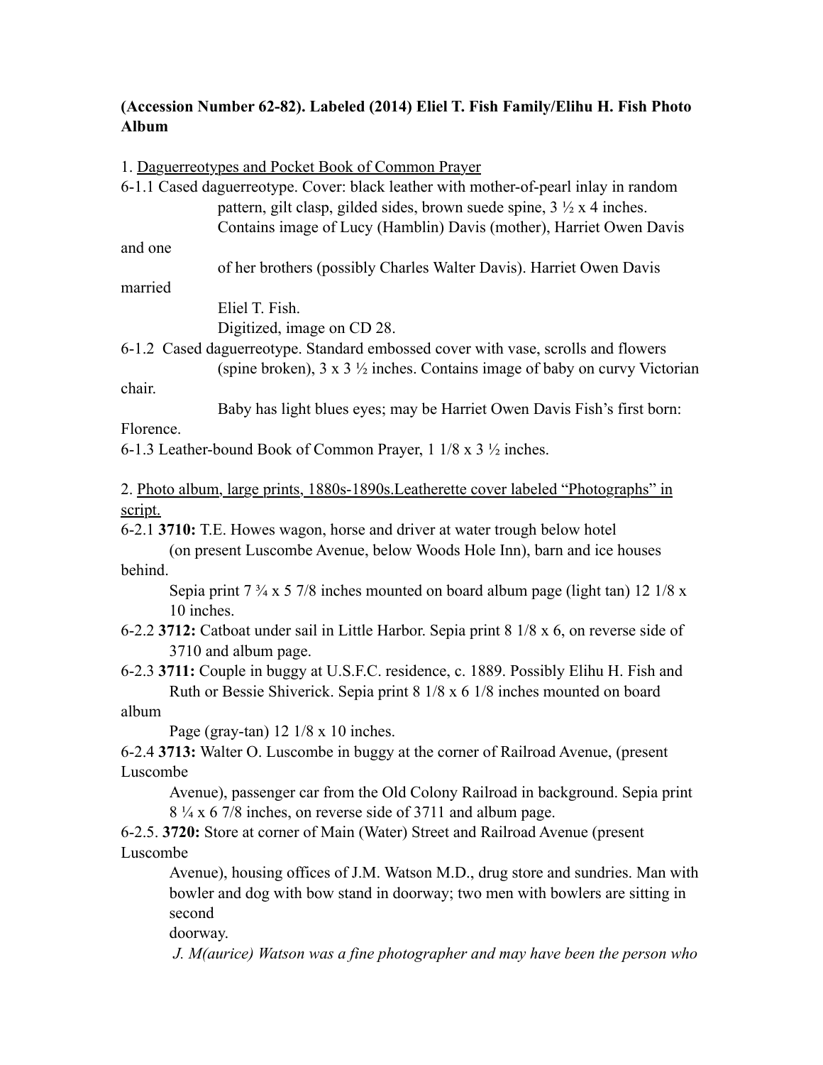**(Accession Number 62-82). Labeled (2014) Eliel T. Fish Family/Elihu H. Fish Photo Album**

1. Daguerreotypes and Pocket Book of Common Prayer

6-1.1 Cased daguerreotype. Cover: black leather with mother-of-pearl inlay in random pattern, gilt clasp, gilded sides, brown suede spine, 3 ½ x 4 inches. Contains image of Lucy (Hamblin) Davis (mother), Harriet Owen Davis and one of her brothers (possibly Charles Walter Davis). Harriet Owen Davis married Eliel T. Fish.
Digitized, image on CD 28.

6-1.2 Cased daguerreotype. Standard embossed cover with vase, scrolls and flowers (spine broken), 3 x 3 ½ inches. Contains image of baby on curvy Victorian chair.
Baby has light blues eyes; may be Harriet Owen Davis Fish's first born: Florence.

6-1.3 Leather-bound Book of Common Prayer, 1 1/8 x 3 ½ inches.

2. Photo album, large prints, 1880s-1890s.Leatherette cover labeled "Photographs" in script.

6-2.1 **3710:** T.E. Howes wagon, horse and driver at water trough below hotel (on present Luscombe Avenue, below Woods Hole Inn), barn and ice houses behind.
Sepia print 7 ¾ x 5 7/8 inches mounted on board album page (light tan) 12 1/8 x 10 inches.

6-2.2 **3712:** Catboat under sail in Little Harbor. Sepia print 8 1/8 x 6, on reverse side of 3710 and album page.

6-2.3 **3711:** Couple in buggy at U.S.F.C. residence, c. 1889. Possibly Elihu H. Fish and Ruth or Bessie Shiverick. Sepia print 8 1/8 x 6 1/8 inches mounted on board album Page (gray-tan) 12 1/8 x 10 inches.

6-2.4 **3713:** Walter O. Luscombe in buggy at the corner of Railroad Avenue, (present Luscombe Avenue), passenger car from the Old Colony Railroad in background. Sepia print 8 ¼ x 6 7/8 inches, on reverse side of 3711 and album page.

6-2.5. **3720:** Store at corner of Main (Water) Street and Railroad Avenue (present Luscombe Avenue), housing offices of J.M. Watson M.D., drug store and sundries. Man with bowler and dog with bow stand in doorway; two men with bowlers are sitting in second doorway.
*J. M(aurice) Watson was a fine photographer and may have been the person who*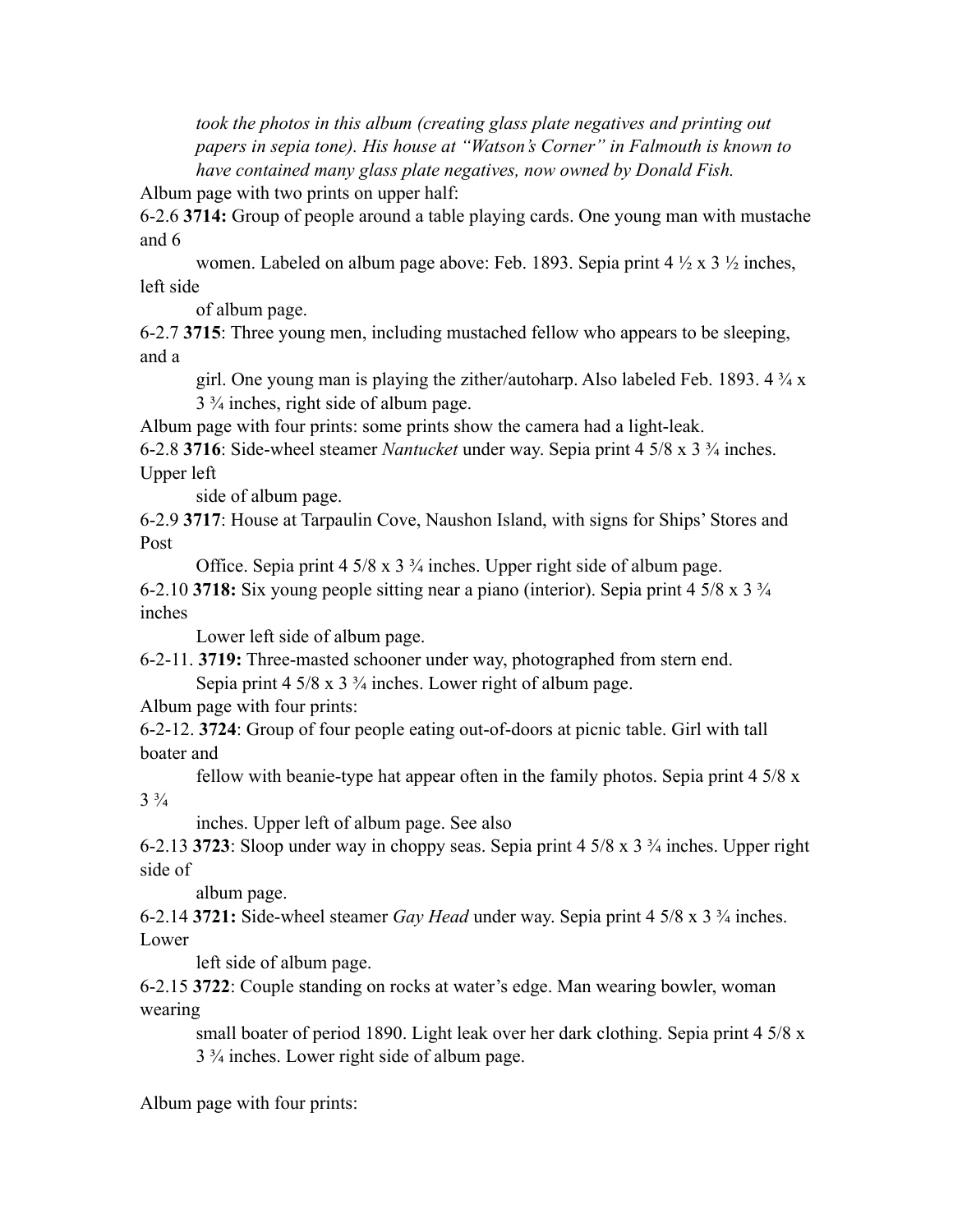*took the photos in this album (creating glass plate negatives and printing out papers in sepia tone). His house at "Watson's Corner" in Falmouth is known to have contained many glass plate negatives, now owned by Donald Fish.*

Album page with two prints on upper half:

6-2.6 **3714:** Group of people around a table playing cards. One young man with mustache and 6 women. Labeled on album page above: Feb. 1893. Sepia print 4 ½ x 3 ½ inches, left side of album page.

6-2.7 **3715**: Three young men, including mustached fellow who appears to be sleeping, and a girl. One young man is playing the zither/autoharp. Also labeled Feb. 1893. 4 ¾ x 3 ¾ inches, right side of album page.

Album page with four prints: some prints show the camera had a light-leak.

6-2.8 **3716**: Side-wheel steamer *Nantucket* under way. Sepia print 4 5/8 x 3 ¾ inches. Upper left side of album page.

6-2.9 **3717**: House at Tarpaulin Cove, Naushon Island, with signs for Ships' Stores and Post Office. Sepia print 4 5/8 x 3 ¾ inches. Upper right side of album page.

6-2.10 **3718:** Six young people sitting near a piano (interior). Sepia print 4 5/8 x 3 ¾ inches Lower left side of album page.

6-2-11. **3719:** Three-masted schooner under way, photographed from stern end. Sepia print 4 5/8 x 3 ¾ inches. Lower right of album page.

Album page with four prints:

6-2-12. **3724**: Group of four people eating out-of-doors at picnic table. Girl with tall boater and fellow with beanie-type hat appear often in the family photos. Sepia print 4 5/8 x 3 ¾ inches. Upper left of album page. See also

6-2.13 **3723**: Sloop under way in choppy seas. Sepia print 4 5/8 x 3 ¾ inches. Upper right side of album page.

6-2.14 **3721:** Side-wheel steamer *Gay Head* under way. Sepia print 4 5/8 x 3 ¾ inches. Lower left side of album page.

6-2.15 **3722**: Couple standing on rocks at water's edge. Man wearing bowler, woman wearing small boater of period 1890. Light leak over her dark clothing. Sepia print 4 5/8 x 3 ¾ inches. Lower right side of album page.

Album page with four prints: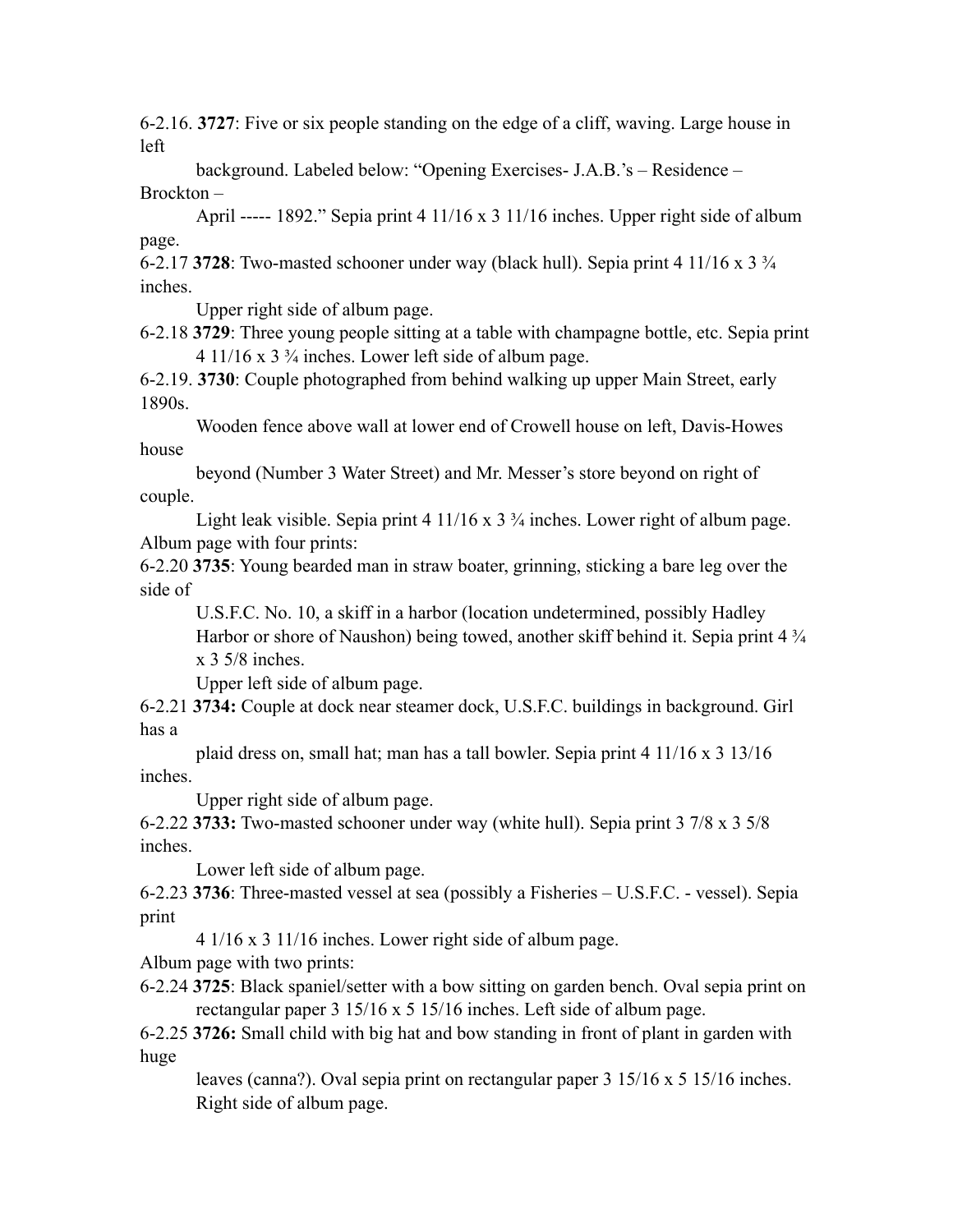6-2.16. **3727**: Five or six people standing on the edge of a cliff, waving. Large house in left background. Labeled below: "Opening Exercises- J.A.B.'s – Residence – Brockton – April ----- 1892." Sepia print 4 11/16 x 3 11/16 inches. Upper right side of album page.

6-2.17 **3728**: Two-masted schooner under way (black hull). Sepia print 4 11/16 x 3 ¾ inches. Upper right side of album page.

6-2.18 **3729**: Three young people sitting at a table with champagne bottle, etc. Sepia print 4 11/16 x 3 ¾ inches. Lower left side of album page.

6-2.19. **3730**: Couple photographed from behind walking up upper Main Street, early 1890s. Wooden fence above wall at lower end of Crowell house on left, Davis-Howes house beyond (Number 3 Water Street) and Mr. Messer's store beyond on right of couple. Light leak visible. Sepia print 4 11/16 x 3 ¾ inches. Lower right of album page.

Album page with four prints:

6-2.20 **3735**: Young bearded man in straw boater, grinning, sticking a bare leg over the side of U.S.F.C. No. 10, a skiff in a harbor (location undetermined, possibly Hadley Harbor or shore of Naushon) being towed, another skiff behind it. Sepia print 4 ¾ x 3 5/8 inches. Upper left side of album page.

6-2.21 **3734:** Couple at dock near steamer dock, U.S.F.C. buildings in background. Girl has a plaid dress on, small hat; man has a tall bowler. Sepia print 4 11/16 x 3 13/16 inches. Upper right side of album page.

6-2.22 **3733:** Two-masted schooner under way (white hull). Sepia print 3 7/8 x 3 5/8 inches. Lower left side of album page.

6-2.23 **3736**: Three-masted vessel at sea (possibly a Fisheries – U.S.F.C. - vessel). Sepia print 4 1/16 x 3 11/16 inches. Lower right side of album page.

Album page with two prints:

6-2.24 **3725**: Black spaniel/setter with a bow sitting on garden bench. Oval sepia print on rectangular paper 3 15/16 x 5 15/16 inches. Left side of album page.

6-2.25 **3726:** Small child with big hat and bow standing in front of plant in garden with huge leaves (canna?). Oval sepia print on rectangular paper 3 15/16 x 5 15/16 inches. Right side of album page.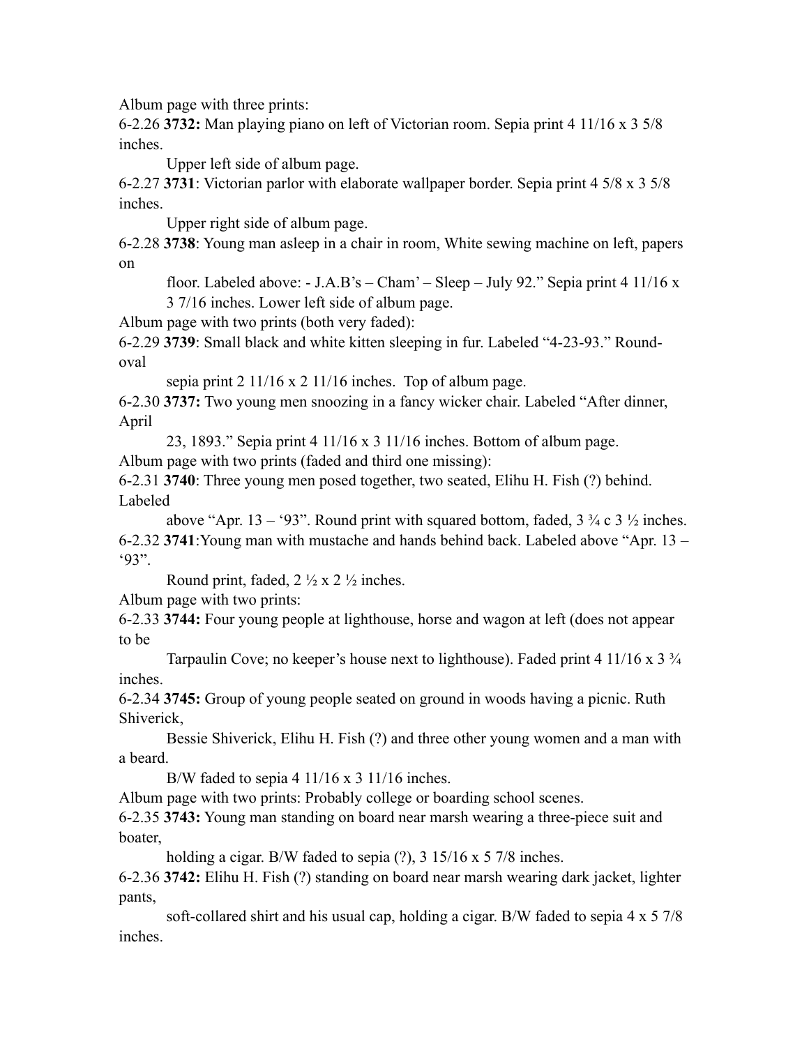Album page with three prints:

6-2.26 **3732:** Man playing piano on left of Victorian room. Sepia print 4 11/16 x 3 5/8 inches.

Upper left side of album page.

6-2.27 **3731**: Victorian parlor with elaborate wallpaper border. Sepia print 4 5/8 x 3 5/8 inches.

Upper right side of album page.

6-2.28 **3738**: Young man asleep in a chair in room, White sewing machine on left, papers on floor. Labeled above: - J.A.B's – Cham' – Sleep – July 92." Sepia print 4 11/16 x 3 7/16 inches. Lower left side of album page.

Album page with two prints (both very faded):

6-2.29 **3739**: Small black and white kitten sleeping in fur. Labeled "4-23-93." Round-oval sepia print 2 11/16 x 2 11/16 inches. Top of album page.

6-2.30 **3737:** Two young men snoozing in a fancy wicker chair. Labeled "After dinner, April 23, 1893." Sepia print 4 11/16 x 3 11/16 inches. Bottom of album page.

Album page with two prints (faded and third one missing):

6-2.31 **3740**: Three young men posed together, two seated, Elihu H. Fish (?) behind. Labeled above "Apr. 13 – '93". Round print with squared bottom, faded, 3 ¾ c 3 ½ inches.

6-2.32 **3741**:Young man with mustache and hands behind back. Labeled above "Apr. 13 – '93".

Round print, faded, 2 ½ x 2 ½ inches.

Album page with two prints:

6-2.33 **3744:** Four young people at lighthouse, horse and wagon at left (does not appear to be Tarpaulin Cove; no keeper's house next to lighthouse). Faded print 4 11/16 x 3 ¾ inches.

6-2.34 **3745:** Group of young people seated on ground in woods having a picnic. Ruth Shiverick, Bessie Shiverick, Elihu H. Fish (?) and three other young women and a man with a beard.

B/W faded to sepia 4 11/16 x 3 11/16 inches.

Album page with two prints: Probably college or boarding school scenes.

6-2.35 **3743:** Young man standing on board near marsh wearing a three-piece suit and boater, holding a cigar. B/W faded to sepia (?), 3 15/16 x 5 7/8 inches.

6-2.36 **3742:** Elihu H. Fish (?) standing on board near marsh wearing dark jacket, lighter pants, soft-collared shirt and his usual cap, holding a cigar. B/W faded to sepia 4 x 5 7/8 inches.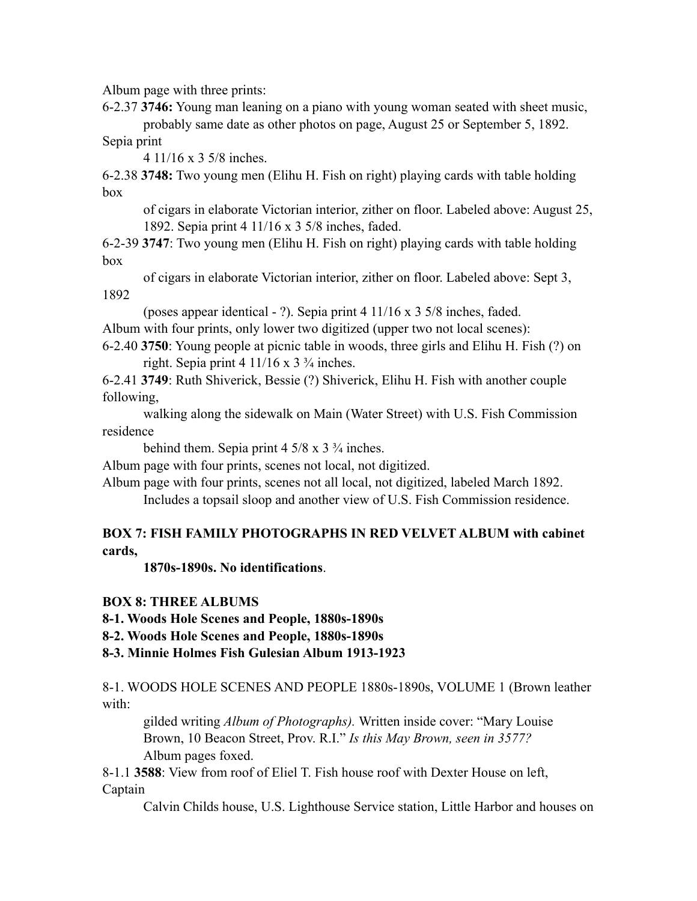Album page with three prints:

6-2.37 **3746:** Young man leaning on a piano with young woman seated with sheet music, probably same date as other photos on page, August 25 or September 5, 1892. Sepia print 4 11/16 x 3 5/8 inches.

6-2.38 **3748:** Two young men (Elihu H. Fish on right) playing cards with table holding box of cigars in elaborate Victorian interior, zither on floor. Labeled above: August 25, 1892. Sepia print 4 11/16 x 3 5/8 inches, faded.

6-2-39 **3747**: Two young men (Elihu H. Fish on right) playing cards with table holding box of cigars in elaborate Victorian interior, zither on floor. Labeled above: Sept 3, 1892 (poses appear identical - ?). Sepia print 4 11/16 x 3 5/8 inches, faded.

Album with four prints, only lower two digitized (upper two not local scenes):

6-2.40 **3750**: Young people at picnic table in woods, three girls and Elihu H. Fish (?) on right. Sepia print 4 11/16 x 3 ¾ inches.

6-2.41 **3749**: Ruth Shiverick, Bessie (?) Shiverick, Elihu H. Fish with another couple following, walking along the sidewalk on Main (Water Street) with U.S. Fish Commission residence behind them. Sepia print 4 5/8 x 3 ¾ inches.

Album page with four prints, scenes not local, not digitized.

Album page with four prints, scenes not all local, not digitized, labeled March 1892. Includes a topsail sloop and another view of U.S. Fish Commission residence.

**BOX 7: FISH FAMILY PHOTOGRAPHS IN RED VELVET ALBUM with cabinet cards, 1870s-1890s. No identifications**.

**BOX 8: THREE ALBUMS**

**8-1. Woods Hole Scenes and People, 1880s-1890s**

**8-2. Woods Hole Scenes and People, 1880s-1890s**

**8-3. Minnie Holmes Fish Gulesian Album 1913-1923**

8-1. WOODS HOLE SCENES AND PEOPLE 1880s-1890s, VOLUME 1 (Brown leather with: gilded writing *Album of Photographs).* Written inside cover: "Mary Louise Brown, 10 Beacon Street, Prov. R.I." *Is this May Brown, seen in 3577?* Album pages foxed.

8-1.1 **3588**: View from roof of Eliel T. Fish house roof with Dexter House on left, Captain Calvin Childs house, U.S. Lighthouse Service station, Little Harbor and houses on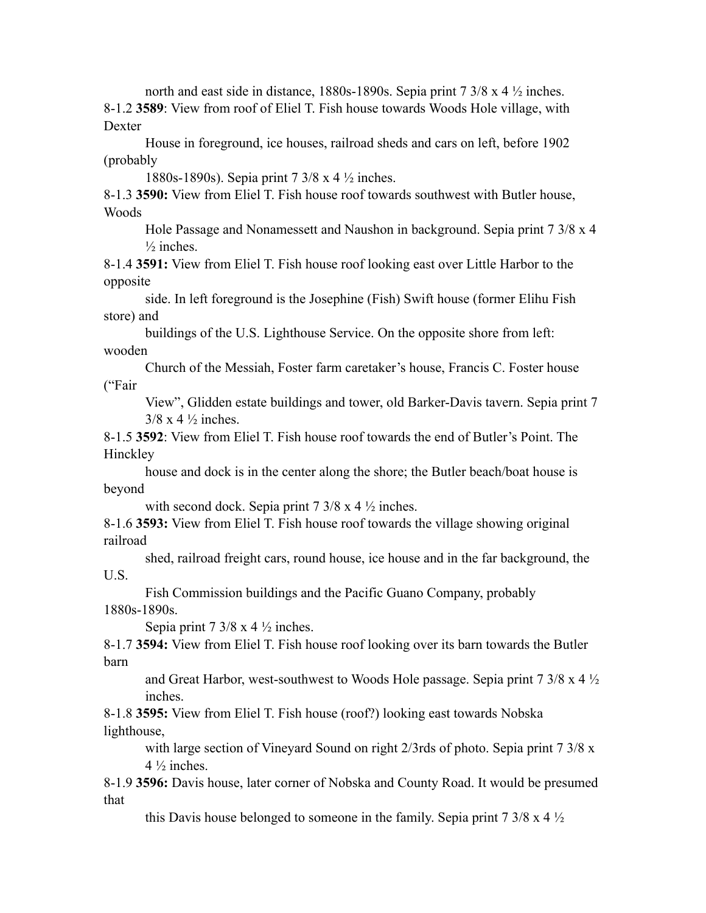north and east side in distance, 1880s-1890s. Sepia print 7 3/8 x 4 ½ inches.

8-1.2 **3589**: View from roof of Eliel T. Fish house towards Woods Hole village, with Dexter House in foreground, ice houses, railroad sheds and cars on left, before 1902 (probably 1880s-1890s). Sepia print 7 3/8 x 4 ½ inches.

8-1.3 **3590:** View from Eliel T. Fish house roof towards southwest with Butler house, Woods Hole Passage and Nonamessett and Naushon in background. Sepia print 7 3/8 x 4 ½ inches.

8-1.4 **3591:** View from Eliel T. Fish house roof looking east over Little Harbor to the opposite side. In left foreground is the Josephine (Fish) Swift house (former Elihu Fish store) and buildings of the U.S. Lighthouse Service. On the opposite shore from left: wooden Church of the Messiah, Foster farm caretaker's house, Francis C. Foster house ("Fair View", Glidden estate buildings and tower, old Barker-Davis tavern. Sepia print 7 3/8 x 4 ½ inches.

8-1.5 **3592**: View from Eliel T. Fish house roof towards the end of Butler's Point. The Hinckley house and dock is in the center along the shore; the Butler beach/boat house is beyond with second dock. Sepia print 7 3/8 x 4 ½ inches.

8-1.6 **3593:** View from Eliel T. Fish house roof towards the village showing original railroad shed, railroad freight cars, round house, ice house and in the far background, the U.S. Fish Commission buildings and the Pacific Guano Company, probably 1880s-1890s. Sepia print 7 3/8 x 4 ½ inches.

8-1.7 **3594:** View from Eliel T. Fish house roof looking over its barn towards the Butler barn and Great Harbor, west-southwest to Woods Hole passage. Sepia print 7 3/8 x 4 ½ inches.

8-1.8 **3595:** View from Eliel T. Fish house (roof?) looking east towards Nobska lighthouse, with large section of Vineyard Sound on right 2/3rds of photo. Sepia print 7 3/8 x 4 ½ inches.

8-1.9 **3596:** Davis house, later corner of Nobska and County Road. It would be presumed that this Davis house belonged to someone in the family. Sepia print 7 3/8 x 4 ½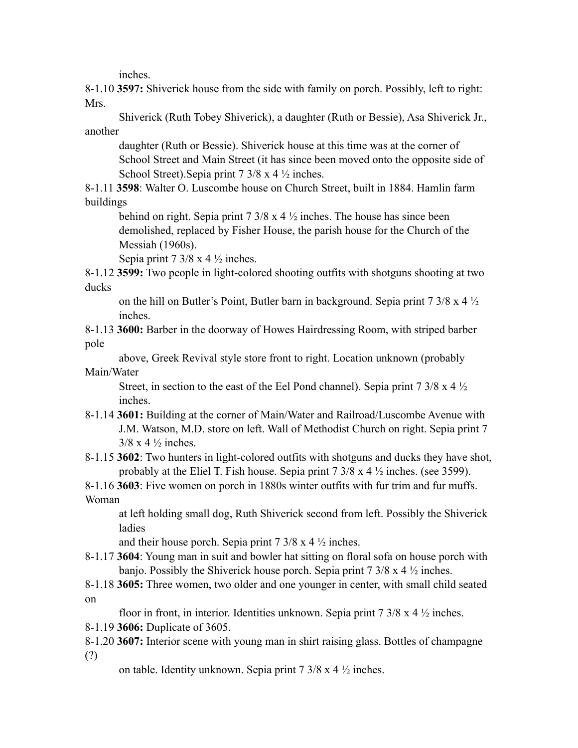inches.

8-1.10 **3597:** Shiverick house from the side with family on porch. Possibly, left to right: Mrs. Shiverick (Ruth Tobey Shiverick), a daughter (Ruth or Bessie), Asa Shiverick Jr., another daughter (Ruth or Bessie). Shiverick house at this time was at the corner of School Street and Main Street (it has since been moved onto the opposite side of School Street).Sepia print 7 3/8 x 4 ½ inches.

8-1.11 **3598**: Walter O. Luscombe house on Church Street, built in 1884. Hamlin farm buildings behind on right. Sepia print 7 3/8 x 4 ½ inches. The house has since been demolished, replaced by Fisher House, the parish house for the Church of the Messiah (1960s).
Sepia print 7 3/8 x 4 ½ inches.

8-1.12 **3599:** Two people in light-colored shooting outfits with shotguns shooting at two ducks on the hill on Butler's Point, Butler barn in background. Sepia print 7 3/8 x 4 ½ inches.

8-1.13 **3600:** Barber in the doorway of Howes Hairdressing Room, with striped barber pole above, Greek Revival style store front to right. Location unknown (probably Main/Water Street, in section to the east of the Eel Pond channel). Sepia print 7 3/8 x 4 ½ inches.

8-1.14 **3601:** Building at the corner of Main/Water and Railroad/Luscombe Avenue with J.M. Watson, M.D. store on left. Wall of Methodist Church on right. Sepia print 7 3/8 x 4 ½ inches.

8-1.15 **3602**: Two hunters in light-colored outfits with shotguns and ducks they have shot, probably at the Eliel T. Fish house. Sepia print 7 3/8 x 4 ½ inches. (see 3599).

8-1.16 **3603**: Five women on porch in 1880s winter outfits with fur trim and fur muffs. Woman at left holding small dog, Ruth Shiverick second from left. Possibly the Shiverick ladies and their house porch. Sepia print 7 3/8 x 4 ½ inches.

8-1.17 **3604**: Young man in suit and bowler hat sitting on floral sofa on house porch with banjo. Possibly the Shiverick house porch. Sepia print 7 3/8 x 4 ½ inches.

8-1.18 **3605:** Three women, two older and one younger in center, with small child seated on floor in front, in interior. Identities unknown. Sepia print 7 3/8 x 4 ½ inches.

8-1.19 **3606:** Duplicate of 3605.

8-1.20 **3607:** Interior scene with young man in shirt raising glass. Bottles of champagne (?) on table. Identity unknown. Sepia print 7 3/8 x 4 ½ inches.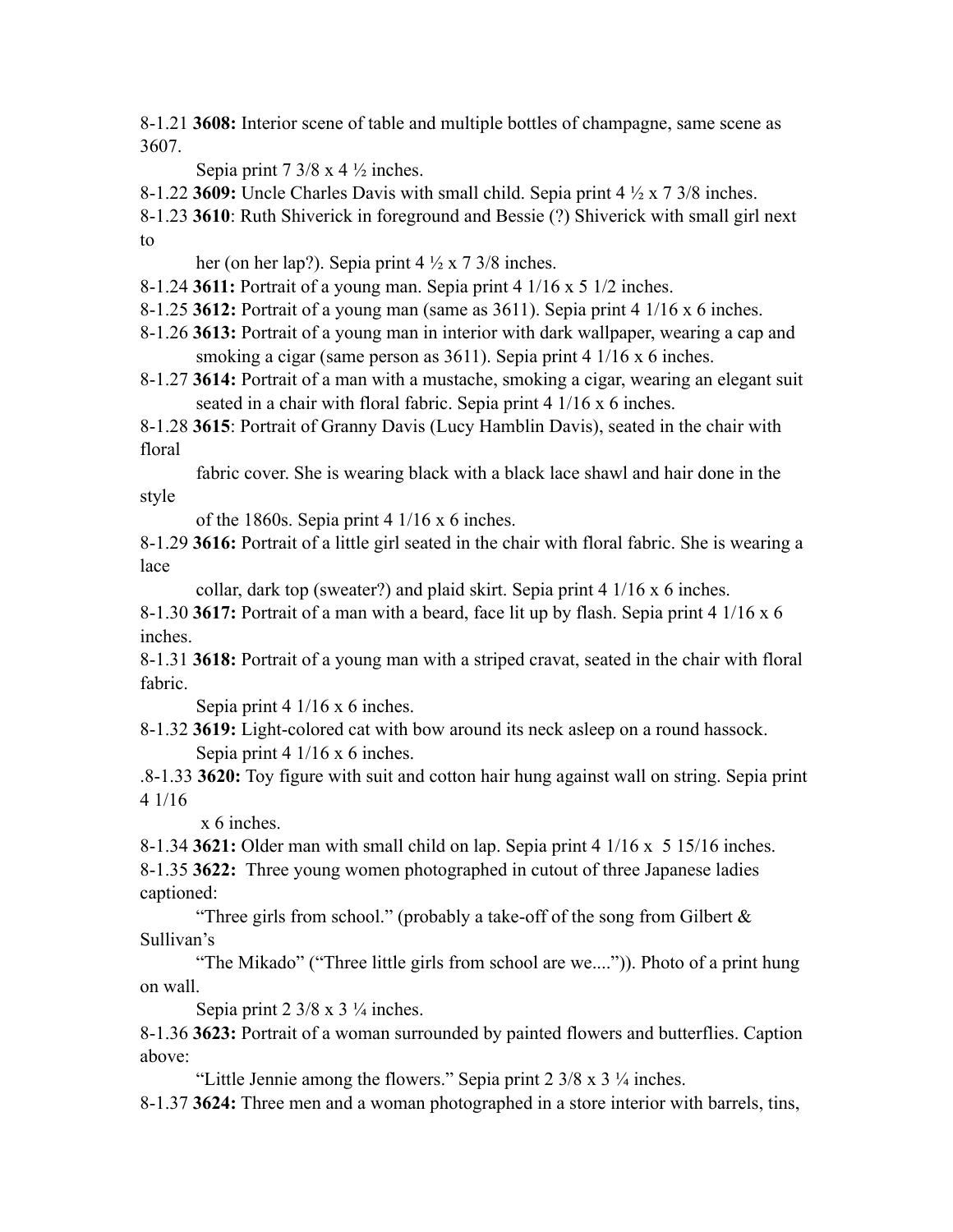8-1.21 **3608:** Interior scene of table and multiple bottles of champagne, same scene as 3607.

Sepia print 7 3/8 x 4 ½ inches.

8-1.22 **3609:** Uncle Charles Davis with small child. Sepia print 4 ½ x 7 3/8 inches.

8-1.23 **3610**: Ruth Shiverick in foreground and Bessie (?) Shiverick with small girl next to her (on her lap?). Sepia print 4 ½ x 7 3/8 inches.

8-1.24 **3611:** Portrait of a young man. Sepia print 4 1/16 x 5 1/2 inches.

8-1.25 **3612:** Portrait of a young man (same as 3611). Sepia print 4 1/16 x 6 inches.

8-1.26 **3613:** Portrait of a young man in interior with dark wallpaper, wearing a cap and smoking a cigar (same person as 3611). Sepia print 4 1/16 x 6 inches.

8-1.27 **3614:** Portrait of a man with a mustache, smoking a cigar, wearing an elegant suit seated in a chair with floral fabric. Sepia print 4 1/16 x 6 inches.

8-1.28 **3615**: Portrait of Granny Davis (Lucy Hamblin Davis), seated in the chair with floral fabric cover. She is wearing black with a black lace shawl and hair done in the style of the 1860s. Sepia print 4 1/16 x 6 inches.

8-1.29 **3616:** Portrait of a little girl seated in the chair with floral fabric. She is wearing a lace collar, dark top (sweater?) and plaid skirt. Sepia print 4 1/16 x 6 inches.

8-1.30 **3617:** Portrait of a man with a beard, face lit up by flash. Sepia print 4 1/16 x 6 inches.

8-1.31 **3618:** Portrait of a young man with a striped cravat, seated in the chair with floral fabric.

Sepia print 4 1/16 x 6 inches.

8-1.32 **3619:** Light-colored cat with bow around its neck asleep on a round hassock. Sepia print 4 1/16 x 6 inches.

.8-1.33 **3620:** Toy figure with suit and cotton hair hung against wall on string. Sepia print 4 1/16 x 6 inches.

8-1.34 **3621:** Older man with small child on lap. Sepia print 4 1/16 x 5 15/16 inches.

8-1.35 **3622:** Three young women photographed in cutout of three Japanese ladies captioned: "Three girls from school." (probably a take-off of the song from Gilbert & Sullivan's "The Mikado" ("Three little girls from school are we....")). Photo of a print hung on wall.

Sepia print 2 3/8 x 3 ¼ inches.

8-1.36 **3623:** Portrait of a woman surrounded by painted flowers and butterflies. Caption above: "Little Jennie among the flowers." Sepia print 2 3/8 x 3 ¼ inches.

8-1.37 **3624:** Three men and a woman photographed in a store interior with barrels, tins,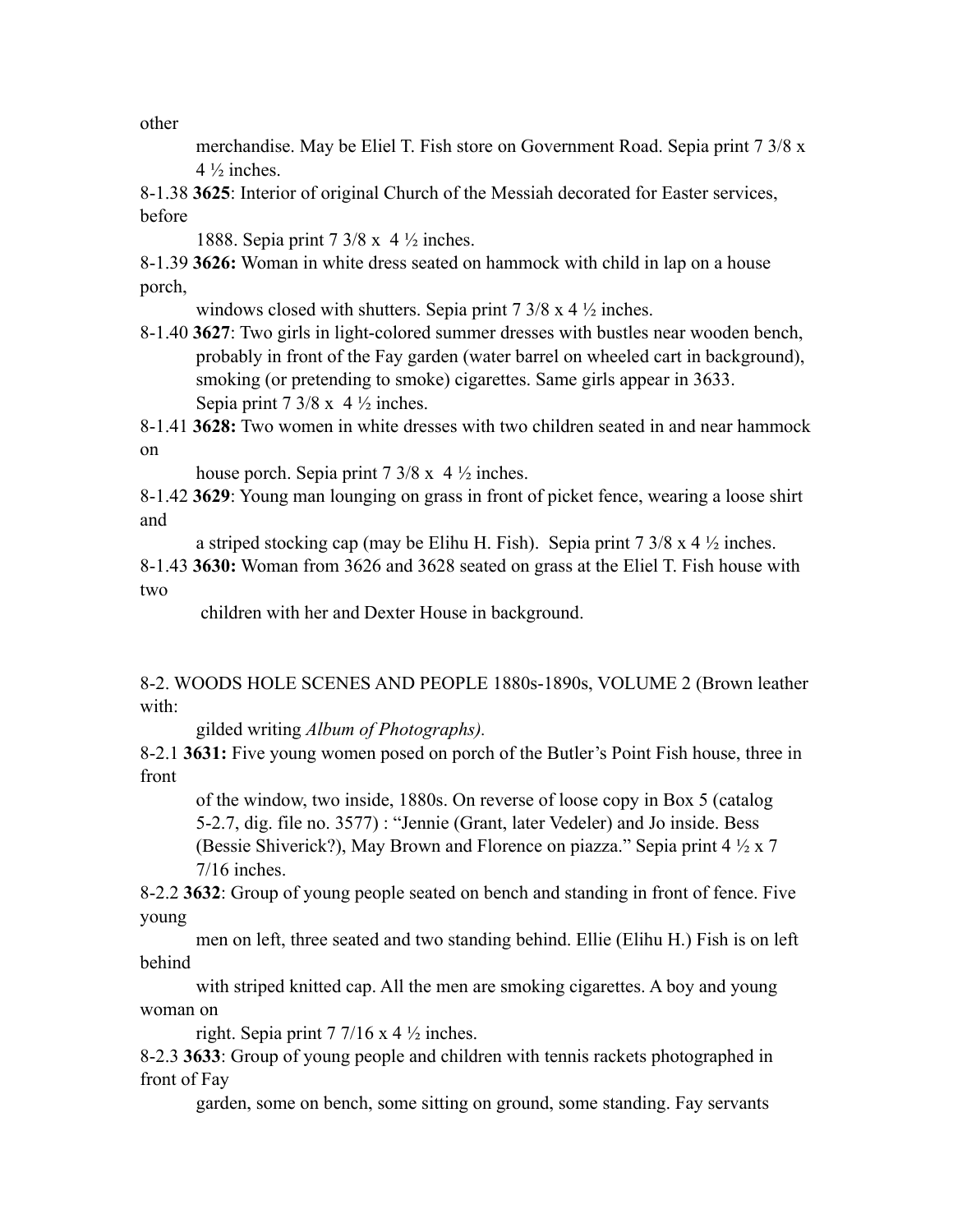other merchandise. May be Eliel T. Fish store on Government Road. Sepia print 7 3/8 x 4 ½ inches.

8-1.38 **3625**: Interior of original Church of the Messiah decorated for Easter services, before 1888. Sepia print 7 3/8 x 4 ½ inches.

8-1.39 **3626:** Woman in white dress seated on hammock with child in lap on a house porch, windows closed with shutters. Sepia print 7 3/8 x 4 ½ inches.

8-1.40 **3627**: Two girls in light-colored summer dresses with bustles near wooden bench, probably in front of the Fay garden (water barrel on wheeled cart in background), smoking (or pretending to smoke) cigarettes. Same girls appear in 3633. Sepia print 7 3/8 x 4 ½ inches.

8-1.41 **3628:** Two women in white dresses with two children seated in and near hammock on house porch. Sepia print 7 3/8 x 4 ½ inches.

8-1.42 **3629**: Young man lounging on grass in front of picket fence, wearing a loose shirt and a striped stocking cap (may be Elihu H. Fish). Sepia print 7 3/8 x 4 ½ inches.

8-1.43 **3630:** Woman from 3626 and 3628 seated on grass at the Eliel T. Fish house with two children with her and Dexter House in background.

8-2. WOODS HOLE SCENES AND PEOPLE 1880s-1890s, VOLUME 2 (Brown leather with: gilded writing *Album of Photographs).*

8-2.1 **3631:** Five young women posed on porch of the Butler's Point Fish house, three in front of the window, two inside, 1880s. On reverse of loose copy in Box 5 (catalog 5-2.7, dig. file no. 3577) : "Jennie (Grant, later Vedeler) and Jo inside. Bess (Bessie Shiverick?), May Brown and Florence on piazza." Sepia print 4 ½ x 7 7/16 inches.

8-2.2 **3632**: Group of young people seated on bench and standing in front of fence. Five young men on left, three seated and two standing behind. Ellie (Elihu H.) Fish is on left behind with striped knitted cap. All the men are smoking cigarettes. A boy and young woman on right. Sepia print 7 7/16 x 4 ½ inches.

8-2.3 **3633**: Group of young people and children with tennis rackets photographed in front of Fay garden, some on bench, some sitting on ground, some standing. Fay servants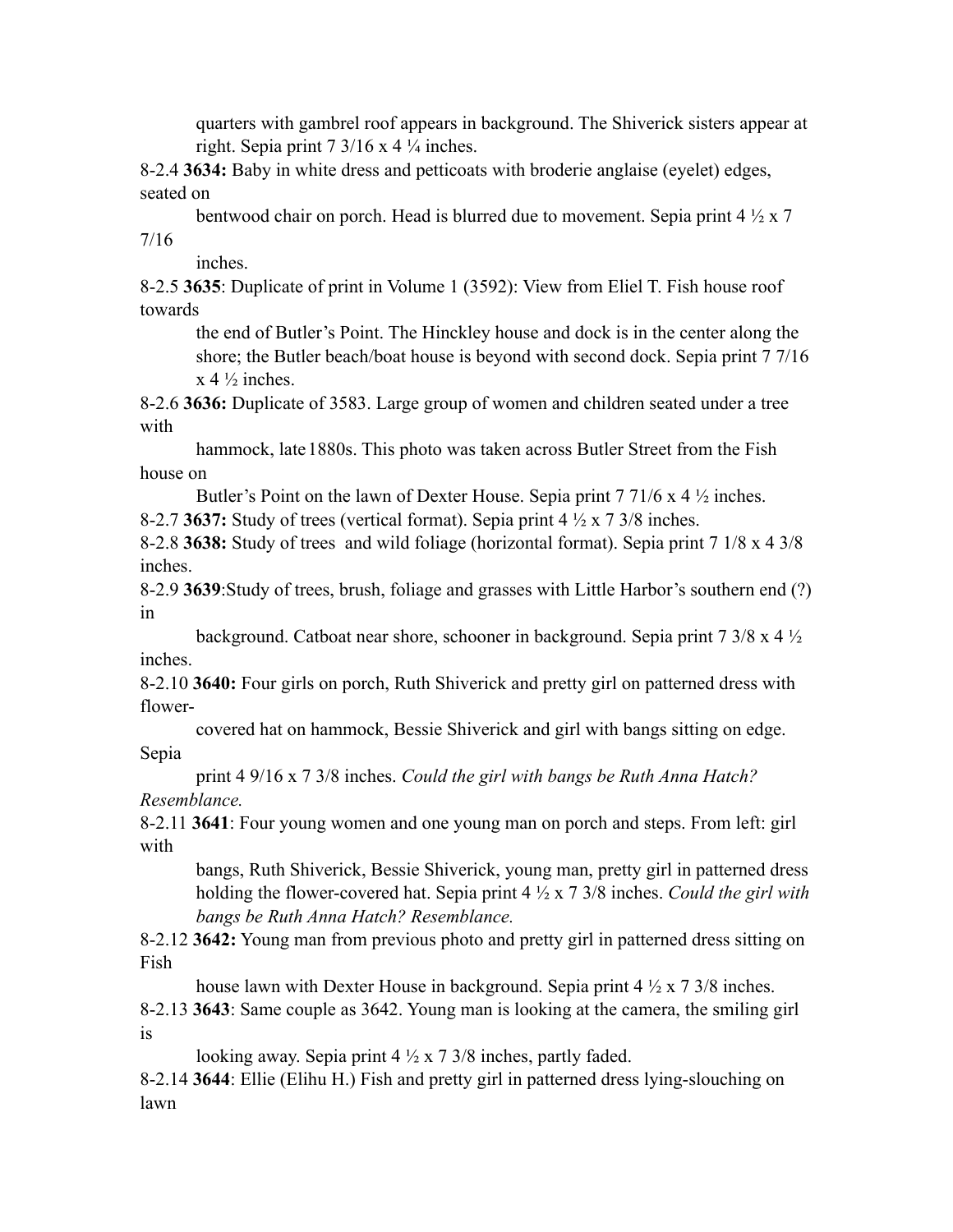quarters with gambrel roof appears in background. The Shiverick sisters appear at right. Sepia print 7 3/16 x 4 ¼ inches.

8-2.4 **3634:** Baby in white dress and petticoats with broderie anglaise (eyelet) edges, seated on bentwood chair on porch. Head is blurred due to movement. Sepia print 4 ½ x 7 7/16 inches.

8-2.5 **3635**: Duplicate of print in Volume 1 (3592): View from Eliel T. Fish house roof towards the end of Butler's Point. The Hinckley house and dock is in the center along the shore; the Butler beach/boat house is beyond with second dock. Sepia print 7 7/16 x 4 ½ inches.

8-2.6 **3636:** Duplicate of 3583. Large group of women and children seated under a tree with hammock, late1880s. This photo was taken across Butler Street from the Fish house on Butler's Point on the lawn of Dexter House. Sepia print 7 71/6 x 4 ½ inches.

8-2.7 **3637:** Study of trees (vertical format). Sepia print 4 ½ x 7 3/8 inches.

8-2.8 **3638:** Study of trees and wild foliage (horizontal format). Sepia print 7 1/8 x 4 3/8 inches.

8-2.9 **3639**:Study of trees, brush, foliage and grasses with Little Harbor's southern end (?) in background. Catboat near shore, schooner in background. Sepia print 7 3/8 x 4 ½ inches.

8-2.10 **3640:** Four girls on porch, Ruth Shiverick and pretty girl on patterned dress with flower-covered hat on hammock, Bessie Shiverick and girl with bangs sitting on edge. Sepia print 4 9/16 x 7 3/8 inches. *Could the girl with bangs be Ruth Anna Hatch? Resemblance.*

8-2.11 **3641**: Four young women and one young man on porch and steps. From left: girl with bangs, Ruth Shiverick, Bessie Shiverick, young man, pretty girl in patterned dress holding the flower-covered hat. Sepia print 4 ½ x 7 3/8 inches. *Could the girl with bangs be Ruth Anna Hatch? Resemblance.*

8-2.12 **3642:** Young man from previous photo and pretty girl in patterned dress sitting on Fish house lawn with Dexter House in background. Sepia print 4 ½ x 7 3/8 inches.

8-2.13 **3643**: Same couple as 3642. Young man is looking at the camera, the smiling girl is looking away. Sepia print 4 ½ x 7 3/8 inches, partly faded.

8-2.14 **3644**: Ellie (Elihu H.) Fish and pretty girl in patterned dress lying-slouching on lawn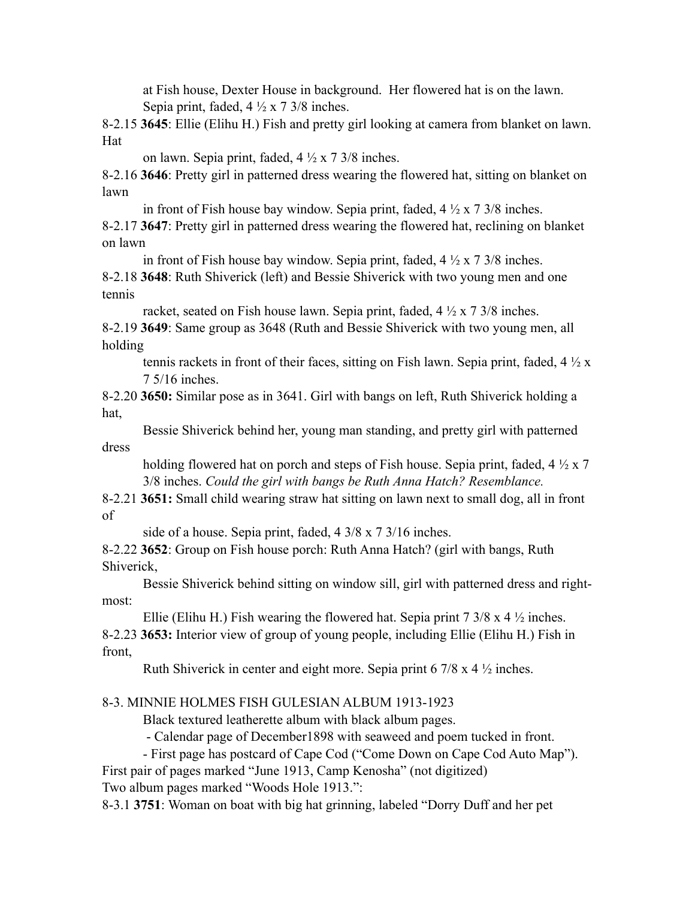at Fish house, Dexter House in background. Her flowered hat is on the lawn. Sepia print, faded, 4 ½ x 7 3/8 inches.

8-2.15 **3645**: Ellie (Elihu H.) Fish and pretty girl looking at camera from blanket on lawn. Hat on lawn. Sepia print, faded, 4 ½ x 7 3/8 inches.

8-2.16 **3646**: Pretty girl in patterned dress wearing the flowered hat, sitting on blanket on lawn in front of Fish house bay window. Sepia print, faded, 4 ½ x 7 3/8 inches.

8-2.17 **3647**: Pretty girl in patterned dress wearing the flowered hat, reclining on blanket on lawn in front of Fish house bay window. Sepia print, faded, 4 ½ x 7 3/8 inches.

8-2.18 **3648**: Ruth Shiverick (left) and Bessie Shiverick with two young men and one tennis racket, seated on Fish house lawn. Sepia print, faded, 4 ½ x 7 3/8 inches.

8-2.19 **3649**: Same group as 3648 (Ruth and Bessie Shiverick with two young men, all holding tennis rackets in front of their faces, sitting on Fish lawn. Sepia print, faded, 4 ½ x 7 5/16 inches.

8-2.20 **3650:** Similar pose as in 3641. Girl with bangs on left, Ruth Shiverick holding a hat, Bessie Shiverick behind her, young man standing, and pretty girl with patterned dress holding flowered hat on porch and steps of Fish house. Sepia print, faded, 4 ½ x 7 3/8 inches. *Could the girl with bangs be Ruth Anna Hatch? Resemblance.*

8-2.21 **3651:** Small child wearing straw hat sitting on lawn next to small dog, all in front of side of a house. Sepia print, faded, 4 3/8 x 7 3/16 inches.

8-2.22 **3652**: Group on Fish house porch: Ruth Anna Hatch? (girl with bangs, Ruth Shiverick, Bessie Shiverick behind sitting on window sill, girl with patterned dress and right-most: Ellie (Elihu H.) Fish wearing the flowered hat. Sepia print 7 3/8 x 4 ½ inches.

8-2.23 **3653:** Interior view of group of young people, including Ellie (Elihu H.) Fish in front, Ruth Shiverick in center and eight more. Sepia print 6 7/8 x 4 ½ inches.

8-3. MINNIE HOLMES FISH GULESIAN ALBUM 1913-1923

Black textured leatherette album with black album pages.

- Calendar page of December1898 with seaweed and poem tucked in front.
- First page has postcard of Cape Cod ("Come Down on Cape Cod Auto Map").

First pair of pages marked "June 1913, Camp Kenosha" (not digitized)

Two album pages marked "Woods Hole 1913.":

8-3.1 **3751**: Woman on boat with big hat grinning, labeled "Dorry Duff and her pet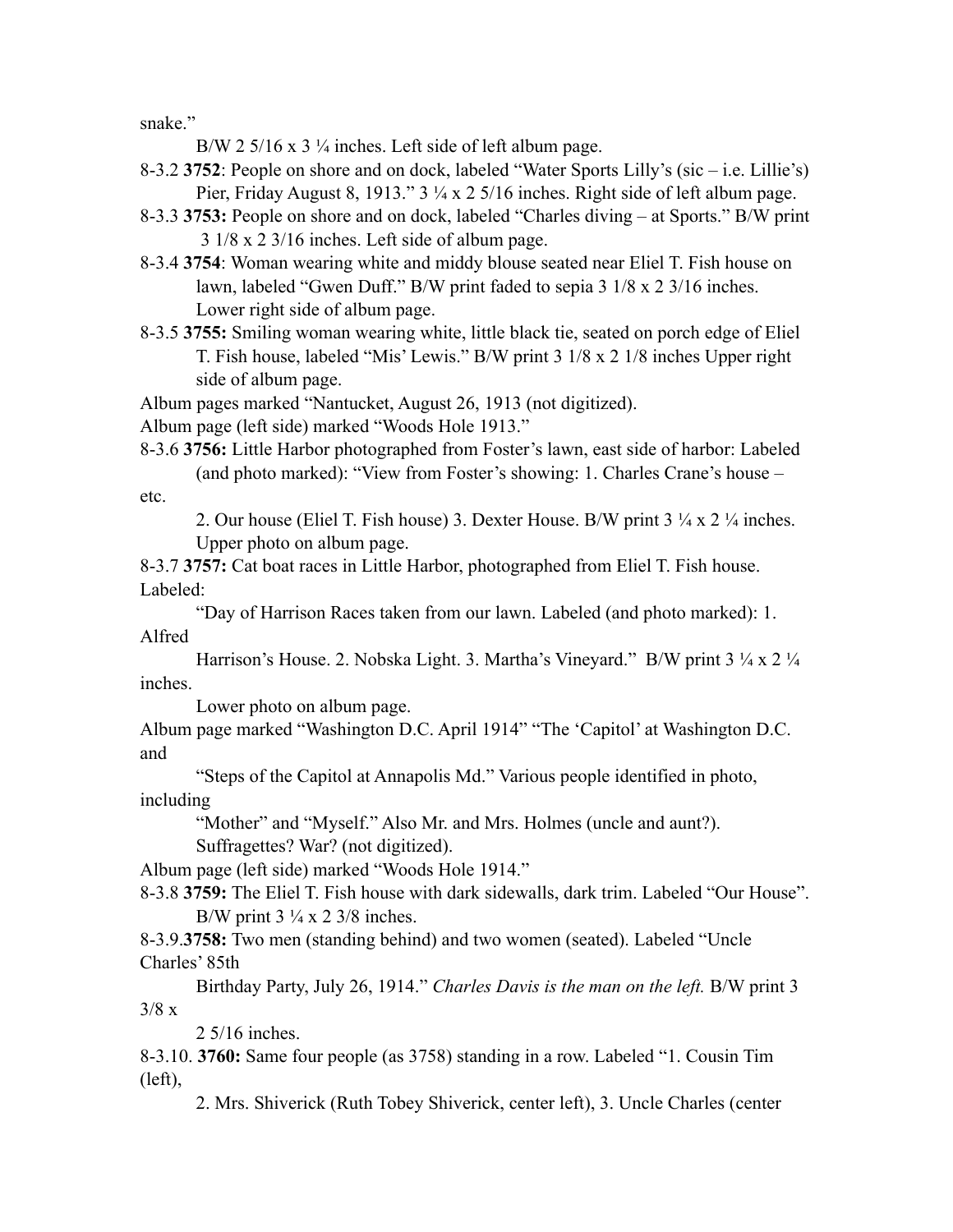snake."

B/W 2 5/16 x 3 ¼ inches. Left side of left album page.

8-3.2 **3752**: People on shore and on dock, labeled "Water Sports Lilly's (sic – i.e. Lillie's) Pier, Friday August 8, 1913." 3 ¼ x 2 5/16 inches. Right side of left album page.

8-3.3 **3753:** People on shore and on dock, labeled "Charles diving – at Sports." B/W print 3 1/8 x 2 3/16 inches. Left side of album page.

8-3.4 **3754**: Woman wearing white and middy blouse seated near Eliel T. Fish house on lawn, labeled "Gwen Duff." B/W print faded to sepia 3 1/8 x 2 3/16 inches. Lower right side of album page.

8-3.5 **3755:** Smiling woman wearing white, little black tie, seated on porch edge of Eliel T. Fish house, labeled "Mis' Lewis." B/W print 3 1/8 x 2 1/8 inches Upper right side of album page.

Album pages marked "Nantucket, August 26, 1913 (not digitized).

Album page (left side) marked "Woods Hole 1913."

8-3.6 **3756:** Little Harbor photographed from Foster's lawn, east side of harbor: Labeled (and photo marked): "View from Foster's showing: 1. Charles Crane's house – etc.

2. Our house (Eliel T. Fish house) 3. Dexter House. B/W print 3 ¼ x 2 ¼ inches. Upper photo on album page.

8-3.7 **3757:** Cat boat races in Little Harbor, photographed from Eliel T. Fish house. Labeled:

"Day of Harrison Races taken from our lawn. Labeled (and photo marked): 1. Alfred Harrison's House. 2. Nobska Light. 3. Martha's Vineyard." B/W print 3 ¼ x 2 ¼ inches.

Lower photo on album page.

Album page marked "Washington D.C. April 1914" "The 'Capitol' at Washington D.C. and

"Steps of the Capitol at Annapolis Md." Various people identified in photo, including

"Mother" and "Myself." Also Mr. and Mrs. Holmes (uncle and aunt?). Suffragettes? War? (not digitized).

Album page (left side) marked "Woods Hole 1914."

8-3.8 **3759:** The Eliel T. Fish house with dark sidewalls, dark trim. Labeled "Our House". B/W print 3 ¼ x 2 3/8 inches.

8-3.9.**3758:** Two men (standing behind) and two women (seated). Labeled "Uncle Charles' 85th Birthday Party, July 26, 1914." *Charles Davis is the man on the left.* B/W print 3 3/8 x 2 5/16 inches.

8-3.10. **3760:** Same four people (as 3758) standing in a row. Labeled "1. Cousin Tim (left),

2. Mrs. Shiverick (Ruth Tobey Shiverick, center left), 3. Uncle Charles (center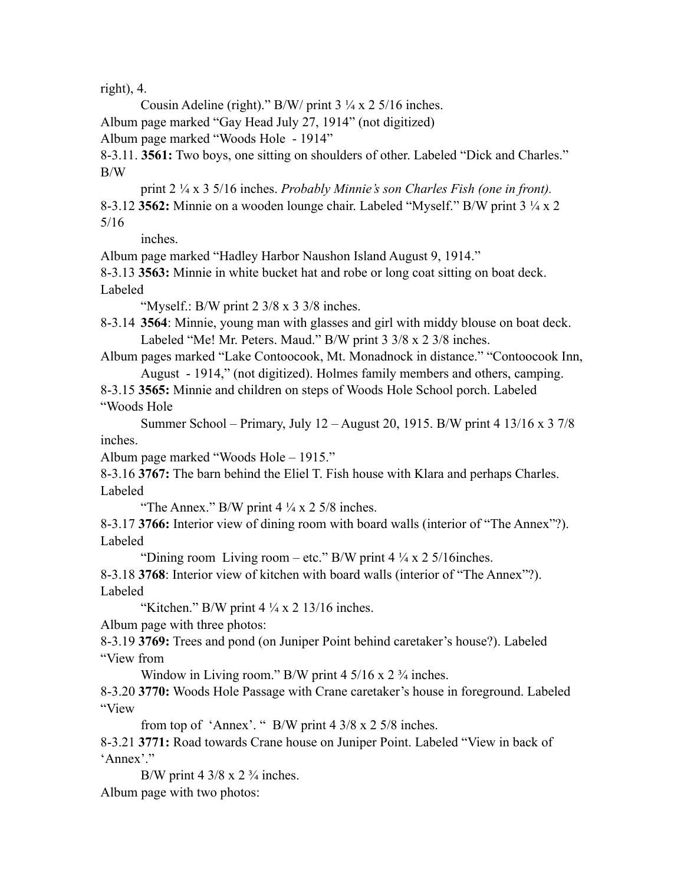right), 4.

Cousin Adeline (right)." B/W/ print 3 ¼ x 2 5/16 inches.

Album page marked "Gay Head July 27, 1914" (not digitized)

Album page marked "Woods Hole - 1914"

8-3.11. **3561:** Two boys, one sitting on shoulders of other. Labeled "Dick and Charles." B/W print 2 ¼ x 3 5/16 inches. *Probably Minnie's son Charles Fish (one in front).*

8-3.12 **3562:** Minnie on a wooden lounge chair. Labeled "Myself." B/W print 3 ¼ x 2 5/16 inches.

Album page marked "Hadley Harbor Naushon Island August 9, 1914."

8-3.13 **3563:** Minnie in white bucket hat and robe or long coat sitting on boat deck. Labeled "Myself.: B/W print 2 3/8 x 3 3/8 inches.

8-3.14 **3564**: Minnie, young man with glasses and girl with middy blouse on boat deck. Labeled "Me! Mr. Peters. Maud." B/W print 3 3/8 x 2 3/8 inches.

Album pages marked "Lake Contoocook, Mt. Monadnock in distance." "Contoocook Inn, August - 1914," (not digitized). Holmes family members and others, camping.

8-3.15 **3565:** Minnie and children on steps of Woods Hole School porch. Labeled "Woods Hole Summer School – Primary, July 12 – August 20, 1915. B/W print 4 13/16 x 3 7/8 inches.

Album page marked "Woods Hole – 1915."

8-3.16 **3767:** The barn behind the Eliel T. Fish house with Klara and perhaps Charles. Labeled "The Annex." B/W print 4 ¼ x 2 5/8 inches.

8-3.17 **3766:** Interior view of dining room with board walls (interior of "The Annex"?). Labeled "Dining room Living room – etc." B/W print 4 ¼ x 2 5/16inches.

8-3.18 **3768**: Interior view of kitchen with board walls (interior of "The Annex"?). Labeled "Kitchen." B/W print 4 ¼ x 2 13/16 inches.

Album page with three photos:

8-3.19 **3769:** Trees and pond (on Juniper Point behind caretaker's house?). Labeled "View from Window in Living room." B/W print 4 5/16 x 2 ¾ inches.

8-3.20 **3770:** Woods Hole Passage with Crane caretaker's house in foreground. Labeled "View from top of 'Annex'. " B/W print 4 3/8 x 2 5/8 inches.

8-3.21 **3771:** Road towards Crane house on Juniper Point. Labeled "View in back of 'Annex'."

B/W print 4 3/8 x 2 ¾ inches.

Album page with two photos: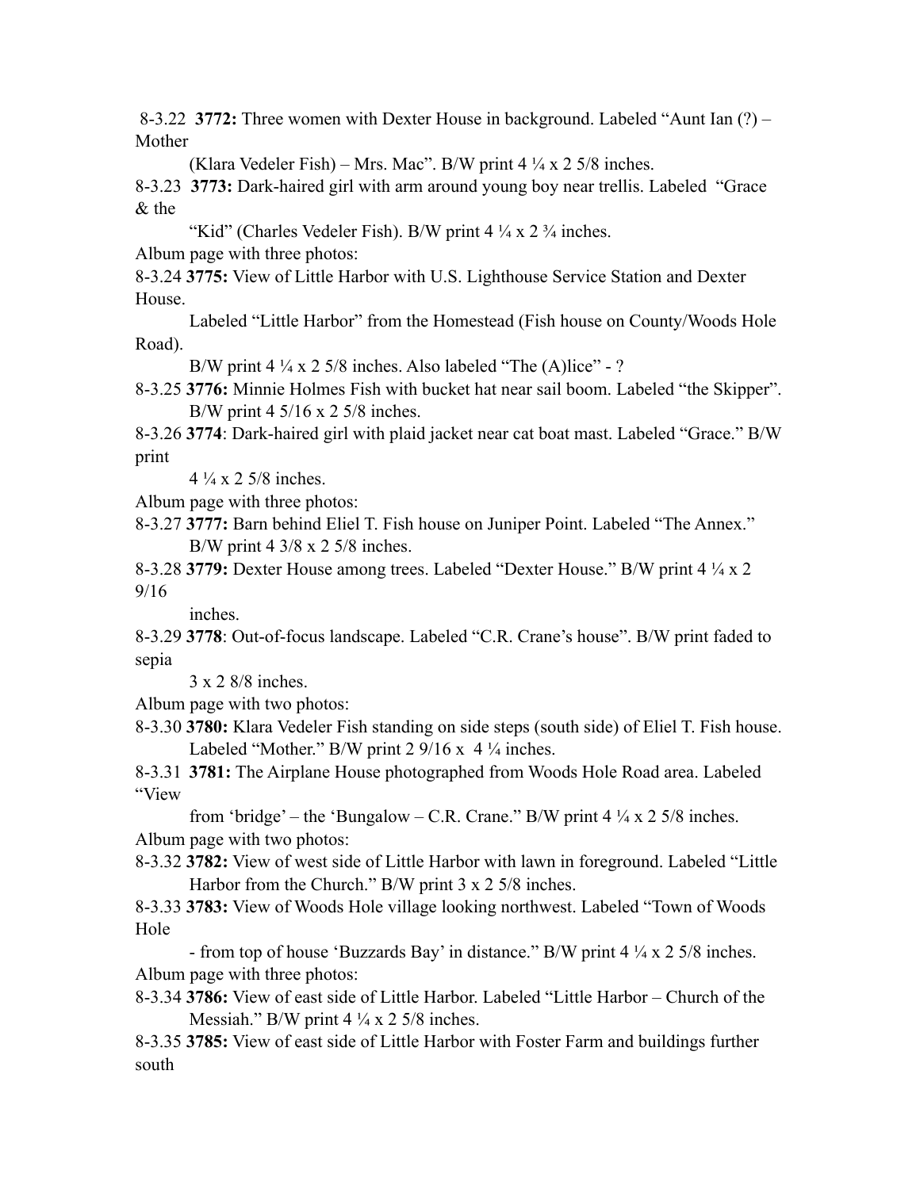8-3.22 **3772:** Three women with Dexter House in background. Labeled "Aunt Ian (?) – Mother (Klara Vedeler Fish) – Mrs. Mac". B/W print 4 ¼ x 2 5/8 inches.

8-3.23 **3773:** Dark-haired girl with arm around young boy near trellis. Labeled "Grace & the "Kid" (Charles Vedeler Fish). B/W print 4 ¼ x 2 ¾ inches.

Album page with three photos:

8-3.24 **3775:** View of Little Harbor with U.S. Lighthouse Service Station and Dexter House. Labeled "Little Harbor" from the Homestead (Fish house on County/Woods Hole Road). B/W print 4 ¼ x 2 5/8 inches. Also labeled "The (A)lice" - ?

8-3.25 **3776:** Minnie Holmes Fish with bucket hat near sail boom. Labeled "the Skipper". B/W print 4 5/16 x 2 5/8 inches.

8-3.26 **3774**: Dark-haired girl with plaid jacket near cat boat mast. Labeled "Grace." B/W print 4 ¼ x 2 5/8 inches.

Album page with three photos:

8-3.27 **3777:** Barn behind Eliel T. Fish house on Juniper Point. Labeled "The Annex." B/W print 4 3/8 x 2 5/8 inches.

8-3.28 **3779:** Dexter House among trees. Labeled "Dexter House." B/W print 4 ¼ x 2 9/16 inches.

8-3.29 **3778**: Out-of-focus landscape. Labeled "C.R. Crane's house". B/W print faded to sepia 3 x 2 8/8 inches.

Album page with two photos:

8-3.30 **3780:** Klara Vedeler Fish standing on side steps (south side) of Eliel T. Fish house. Labeled "Mother." B/W print 2 9/16 x 4 ¼ inches.

8-3.31 **3781:** The Airplane House photographed from Woods Hole Road area. Labeled "View from 'bridge' – the 'Bungalow – C.R. Crane." B/W print 4 ¼ x 2 5/8 inches.

Album page with two photos:

8-3.32 **3782:** View of west side of Little Harbor with lawn in foreground. Labeled "Little Harbor from the Church." B/W print 3 x 2 5/8 inches.

8-3.33 **3783:** View of Woods Hole village looking northwest. Labeled "Town of Woods Hole - from top of house 'Buzzards Bay' in distance." B/W print 4 ¼ x 2 5/8 inches.

Album page with three photos:

8-3.34 **3786:** View of east side of Little Harbor. Labeled "Little Harbor – Church of the Messiah." B/W print 4 ¼ x 2 5/8 inches.

8-3.35 **3785:** View of east side of Little Harbor with Foster Farm and buildings further south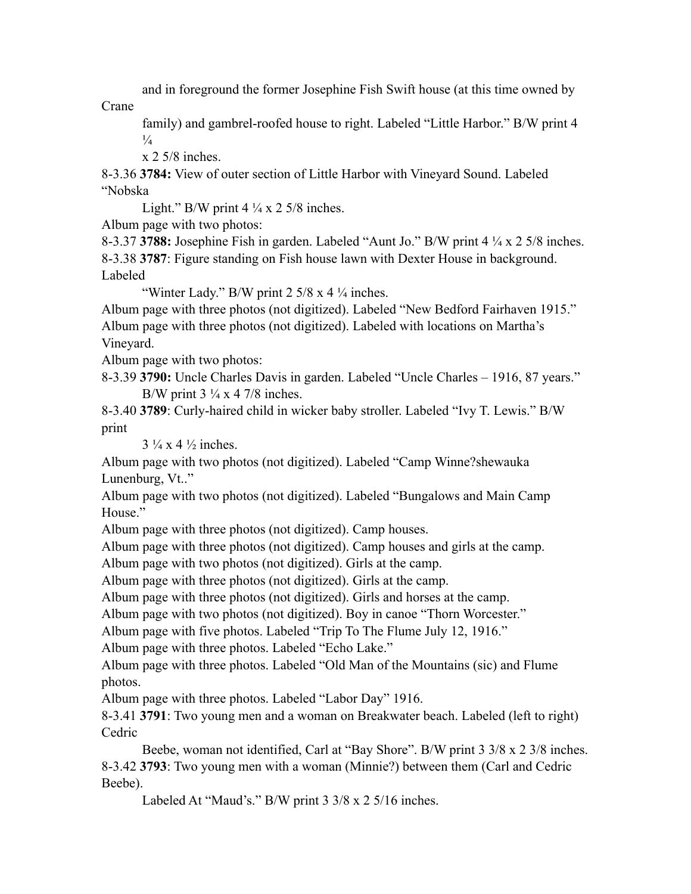and in foreground the former Josephine Fish Swift house (at this time owned by Crane family) and gambrel-roofed house to right. Labeled "Little Harbor." B/W print 4 ¼ x 2 5/8 inches.

8-3.36 **3784:** View of outer section of Little Harbor with Vineyard Sound. Labeled "Nobska Light." B/W print 4 ¼ x 2 5/8 inches.

Album page with two photos:

8-3.37 **3788:** Josephine Fish in garden. Labeled "Aunt Jo." B/W print 4 ¼ x 2 5/8 inches.

8-3.38 **3787**: Figure standing on Fish house lawn with Dexter House in background. Labeled "Winter Lady." B/W print 2 5/8 x 4 ¼ inches.

Album page with three photos (not digitized). Labeled "New Bedford Fairhaven 1915."

Album page with three photos (not digitized). Labeled with locations on Martha's Vineyard.

Album page with two photos:

8-3.39 **3790:** Uncle Charles Davis in garden. Labeled "Uncle Charles – 1916, 87 years." B/W print 3 ¼ x 4 7/8 inches.

8-3.40 **3789**: Curly-haired child in wicker baby stroller. Labeled "Ivy T. Lewis." B/W print 3 ¼ x 4 ½ inches.

Album page with two photos (not digitized). Labeled "Camp Winne?shewauka Lunenburg, Vt.."

Album page with two photos (not digitized). Labeled "Bungalows and Main Camp House."

Album page with three photos (not digitized). Camp houses.

Album page with three photos (not digitized). Camp houses and girls at the camp.

Album page with two photos (not digitized). Girls at the camp.

Album page with three photos (not digitized). Girls at the camp.

Album page with three photos (not digitized). Girls and horses at the camp.

Album page with two photos (not digitized). Boy in canoe "Thorn Worcester."

Album page with five photos. Labeled "Trip To The Flume July 12, 1916."

Album page with three photos. Labeled "Echo Lake."

Album page with three photos. Labeled "Old Man of the Mountains (sic) and Flume photos.

Album page with three photos. Labeled "Labor Day" 1916.

8-3.41 **3791**: Two young men and a woman on Breakwater beach. Labeled (left to right) Cedric Beebe, woman not identified, Carl at "Bay Shore". B/W print 3 3/8 x 2 3/8 inches.

8-3.42 **3793**: Two young men with a woman (Minnie?) between them (Carl and Cedric Beebe). Labeled At "Maud's." B/W print 3 3/8 x 2 5/16 inches.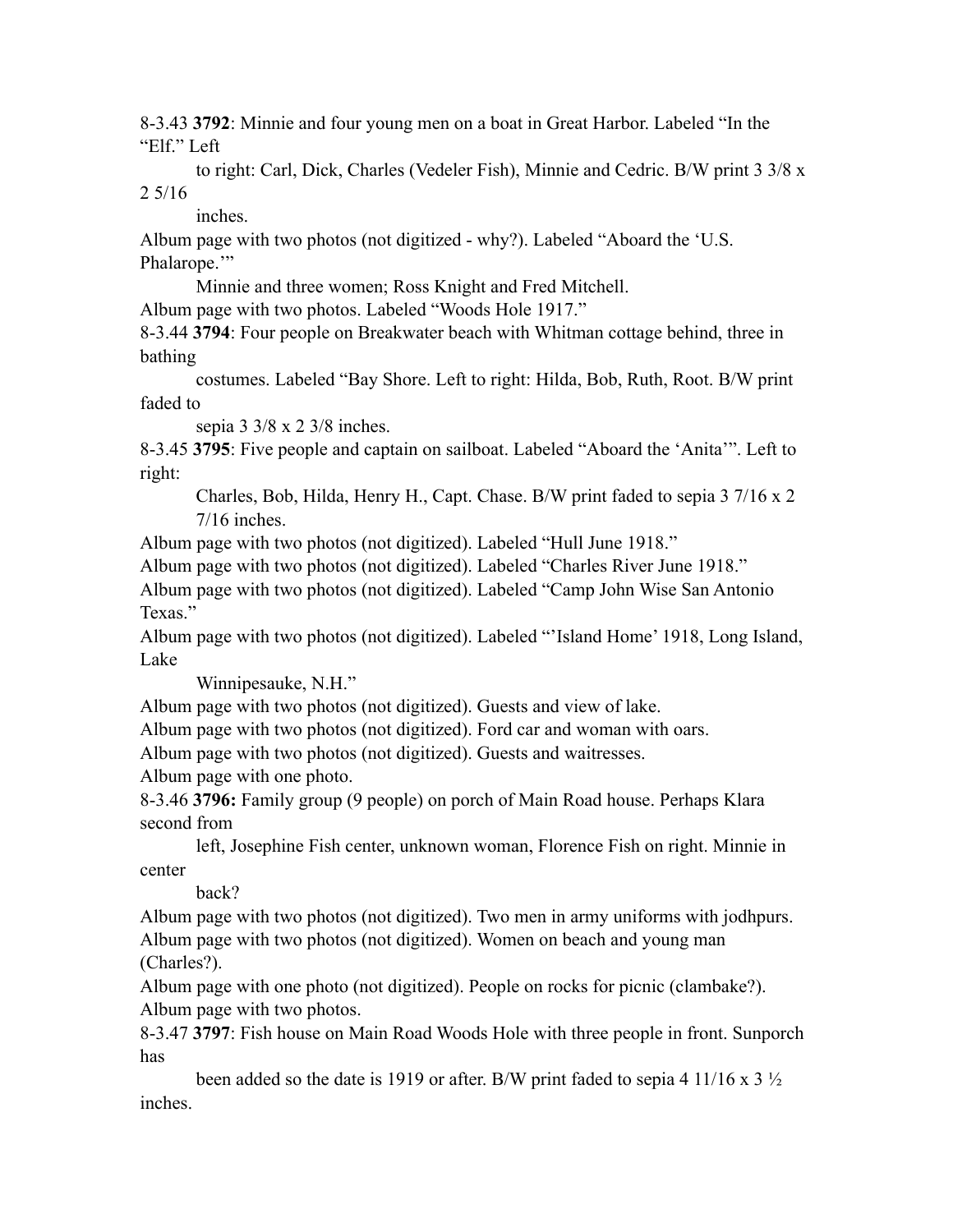8-3.43 **3792**: Minnie and four young men on a boat in Great Harbor. Labeled "In the "Elf." Left to right: Carl, Dick, Charles (Vedeler Fish), Minnie and Cedric. B/W print 3 3/8 x 2 5/16 inches.

Album page with two photos (not digitized - why?). Labeled "Aboard the 'U.S. Phalarope.'" Minnie and three women; Ross Knight and Fred Mitchell.

Album page with two photos. Labeled "Woods Hole 1917."

8-3.44 **3794**: Four people on Breakwater beach with Whitman cottage behind, three in bathing costumes. Labeled "Bay Shore. Left to right: Hilda, Bob, Ruth, Root. B/W print faded to sepia 3 3/8 x 2 3/8 inches.

8-3.45 **3795**: Five people and captain on sailboat. Labeled "Aboard the 'Anita'". Left to right: Charles, Bob, Hilda, Henry H., Capt. Chase. B/W print faded to sepia 3 7/16 x 2 7/16 inches.

Album page with two photos (not digitized). Labeled "Hull June 1918."

Album page with two photos (not digitized). Labeled "Charles River June 1918."

Album page with two photos (not digitized). Labeled "Camp John Wise San Antonio Texas."

Album page with two photos (not digitized). Labeled "'Island Home' 1918, Long Island, Lake Winnipesauke, N.H."

Album page with two photos (not digitized). Guests and view of lake.

Album page with two photos (not digitized). Ford car and woman with oars.

Album page with two photos (not digitized). Guests and waitresses.

Album page with one photo.

8-3.46 **3796:** Family group (9 people) on porch of Main Road house. Perhaps Klara second from left, Josephine Fish center, unknown woman, Florence Fish on right. Minnie in center back?

Album page with two photos (not digitized). Two men in army uniforms with jodhpurs.

Album page with two photos (not digitized). Women on beach and young man (Charles?).

Album page with one photo (not digitized). People on rocks for picnic (clambake?).

Album page with two photos.

8-3.47 **3797**: Fish house on Main Road Woods Hole with three people in front. Sunporch has been added so the date is 1919 or after. B/W print faded to sepia 4 11/16 x 3 ½ inches.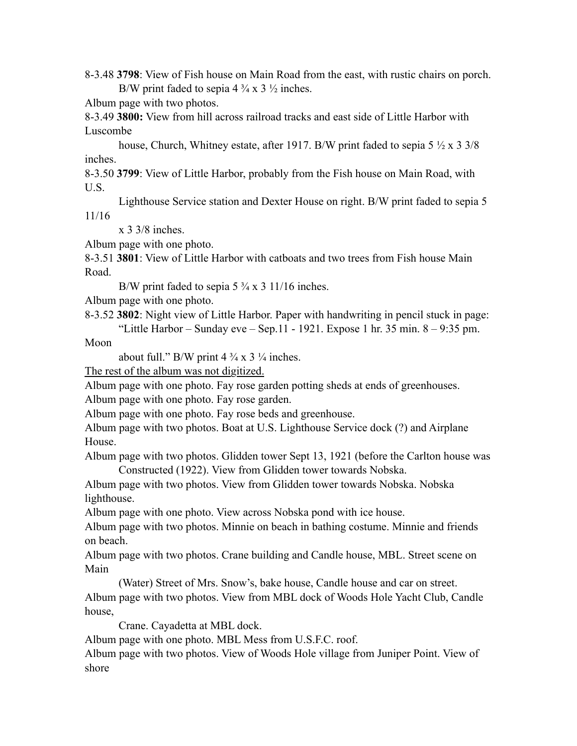8-3.48 **3798**: View of Fish house on Main Road from the east, with rustic chairs on porch.
B/W print faded to sepia 4 ¾ x 3 ½ inches.

Album page with two photos.

8-3.49 **3800:** View from hill across railroad tracks and east side of Little Harbor with Luscombe house, Church, Whitney estate, after 1917. B/W print faded to sepia 5 ½ x 3 3/8 inches.

8-3.50 **3799**: View of Little Harbor, probably from the Fish house on Main Road, with U.S. Lighthouse Service station and Dexter House on right. B/W print faded to sepia 5 11/16 x 3 3/8 inches.

Album page with one photo.

8-3.51 **3801**: View of Little Harbor with catboats and two trees from Fish house Main Road.
B/W print faded to sepia 5 ¾ x 3 11/16 inches.

Album page with one photo.

8-3.52 **3802**: Night view of Little Harbor. Paper with handwriting in pencil stuck in page: "Little Harbor – Sunday eve – Sep.11 - 1921. Expose 1 hr. 35 min. 8 – 9:35 pm. Moon about full." B/W print 4 ¾ x 3 ¼ inches.

<u>The rest of the album was not digitized.</u>

Album page with one photo. Fay rose garden potting sheds at ends of greenhouses.

Album page with one photo. Fay rose garden.

Album page with one photo. Fay rose beds and greenhouse.

Album page with two photos. Boat at U.S. Lighthouse Service dock (?) and Airplane House.

Album page with two photos. Glidden tower Sept 13, 1921 (before the Carlton house was Constructed (1922). View from Glidden tower towards Nobska.

Album page with two photos. View from Glidden tower towards Nobska. Nobska lighthouse.

Album page with one photo. View across Nobska pond with ice house.

Album page with two photos. Minnie on beach in bathing costume. Minnie and friends on beach.

Album page with two photos. Crane building and Candle house, MBL. Street scene on Main (Water) Street of Mrs. Snow's, bake house, Candle house and car on street.

Album page with two photos. View from MBL dock of Woods Hole Yacht Club, Candle house, Crane. Cayadetta at MBL dock.

Album page with one photo. MBL Mess from U.S.F.C. roof.

Album page with two photos. View of Woods Hole village from Juniper Point. View of shore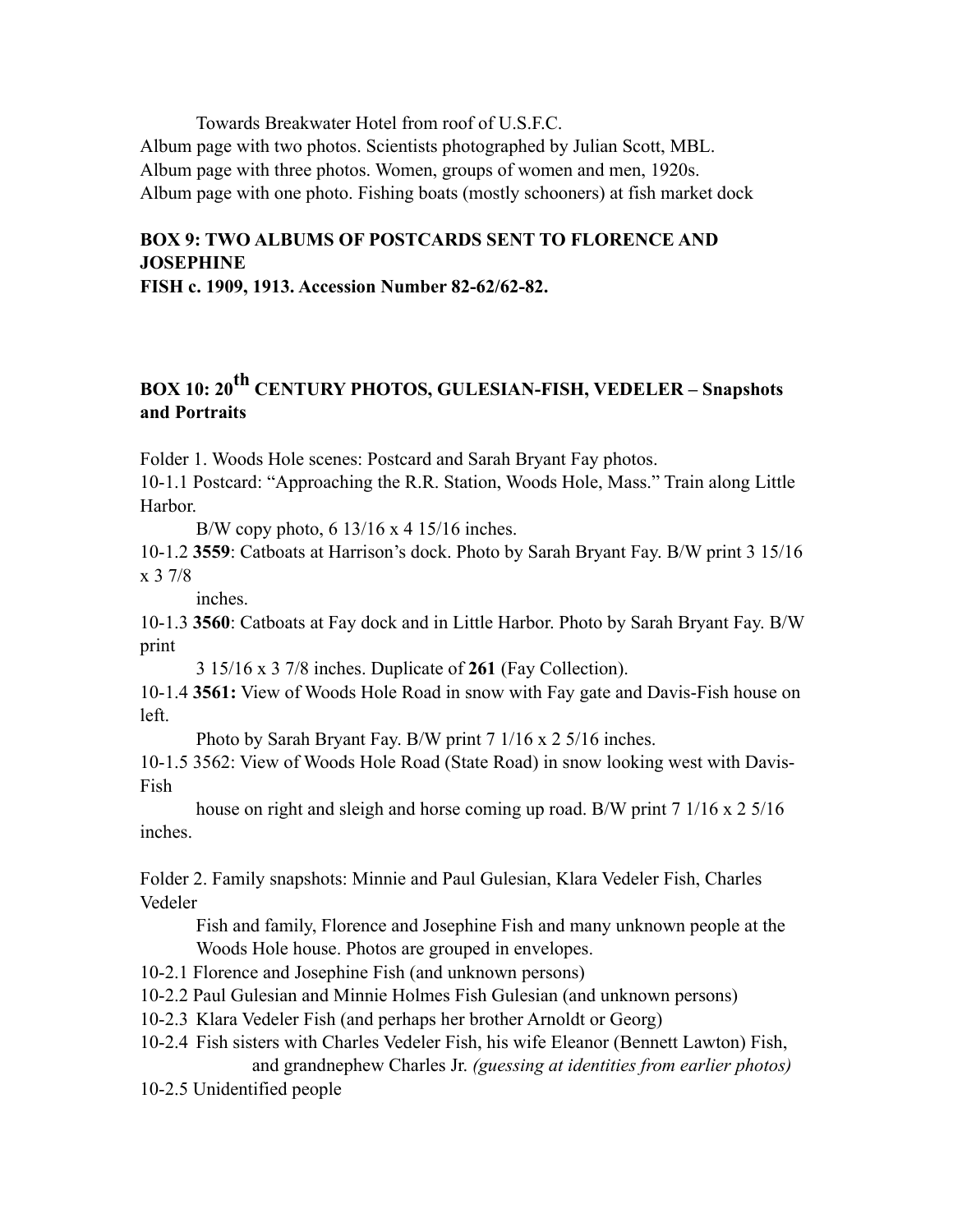Towards Breakwater Hotel from roof of U.S.F.C.
Album page with two photos. Scientists photographed by Julian Scott, MBL.
Album page with three photos. Women, groups of women and men, 1920s.
Album page with one photo. Fishing boats (mostly schooners) at fish market dock

**BOX 9: TWO ALBUMS OF POSTCARDS SENT TO FLORENCE AND JOSEPHINE FISH c. 1909, 1913. Accession Number 82-62/62-82.**

**BOX 10: 20th CENTURY PHOTOS, GULESIAN-FISH, VEDELER – Snapshots and Portraits**

Folder 1. Woods Hole scenes: Postcard and Sarah Bryant Fay photos.

10-1.1 Postcard: "Approaching the R.R. Station, Woods Hole, Mass." Train along Little Harbor.
B/W copy photo, 6 13/16 x 4 15/16 inches.

10-1.2 **3559**: Catboats at Harrison's dock. Photo by Sarah Bryant Fay. B/W print 3 15/16 x 3 7/8 inches.

10-1.3 **3560**: Catboats at Fay dock and in Little Harbor. Photo by Sarah Bryant Fay. B/W print 3 15/16 x 3 7/8 inches. Duplicate of **261** (Fay Collection).

10-1.4 **3561:** View of Woods Hole Road in snow with Fay gate and Davis-Fish house on left.
Photo by Sarah Bryant Fay. B/W print 7 1/16 x 2 5/16 inches.

10-1.5 3562: View of Woods Hole Road (State Road) in snow looking west with Davis-Fish house on right and sleigh and horse coming up road. B/W print 7 1/16 x 2 5/16 inches.

Folder 2. Family snapshots: Minnie and Paul Gulesian, Klara Vedeler Fish, Charles Vedeler Fish and family, Florence and Josephine Fish and many unknown people at the Woods Hole house. Photos are grouped in envelopes.

10-2.1 Florence and Josephine Fish (and unknown persons)

10-2.2 Paul Gulesian and Minnie Holmes Fish Gulesian (and unknown persons)

10-2.3 Klara Vedeler Fish (and perhaps her brother Arnoldt or Georg)

10-2.4 Fish sisters with Charles Vedeler Fish, his wife Eleanor (Bennett Lawton) Fish, and grandnephew Charles Jr. *(guessing at identities from earlier photos)*

10-2.5 Unidentified people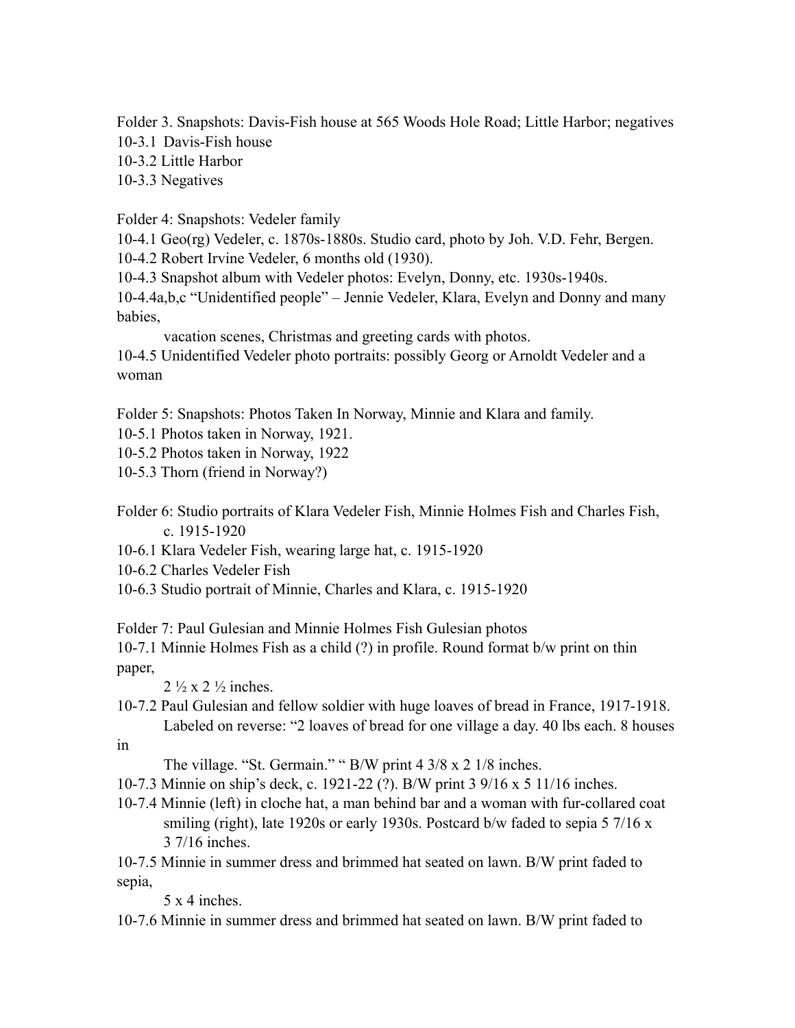Folder 3. Snapshots: Davis-Fish house at 565 Woods Hole Road; Little Harbor; negatives
10-3.1 Davis-Fish house
10-3.2 Little Harbor
10-3.3 Negatives

Folder 4: Snapshots: Vedeler family
10-4.1 Geo(rg) Vedeler, c. 1870s-1880s. Studio card, photo by Joh. V.D. Fehr, Bergen.
10-4.2 Robert Irvine Vedeler, 6 months old (1930).
10-4.3 Snapshot album with Vedeler photos: Evelyn, Donny, etc. 1930s-1940s.
10-4.4a,b,c "Unidentified people" – Jennie Vedeler, Klara, Evelyn and Donny and many babies,
vacation scenes, Christmas and greeting cards with photos.
10-4.5 Unidentified Vedeler photo portraits: possibly Georg or Arnoldt Vedeler and a woman

Folder 5: Snapshots: Photos Taken In Norway, Minnie and Klara and family.
10-5.1 Photos taken in Norway, 1921.
10-5.2 Photos taken in Norway, 1922
10-5.3 Thorn (friend in Norway?)

Folder 6: Studio portraits of Klara Vedeler Fish, Minnie Holmes Fish and Charles Fish, c. 1915-1920
10-6.1 Klara Vedeler Fish, wearing large hat, c. 1915-1920
10-6.2 Charles Vedeler Fish
10-6.3 Studio portrait of Minnie, Charles and Klara, c. 1915-1920

Folder 7: Paul Gulesian and Minnie Holmes Fish Gulesian photos
10-7.1 Minnie Holmes Fish as a child (?) in profile. Round format b/w print on thin paper,
2 ½ x 2 ½ inches.
10-7.2 Paul Gulesian and fellow soldier with huge loaves of bread in France, 1917-1918.
Labeled on reverse: "2 loaves of bread for one village a day. 40 lbs each. 8 houses in
The village. "St. Germain." " B/W print 4 3/8 x 2 1/8 inches.
10-7.3 Minnie on ship's deck, c. 1921-22 (?). B/W print 3 9/16 x 5 11/16 inches.
10-7.4 Minnie (left) in cloche hat, a man behind bar and a woman with fur-collared coat smiling (right), late 1920s or early 1930s. Postcard b/w faded to sepia 5 7/16 x 3 7/16 inches.
10-7.5 Minnie in summer dress and brimmed hat seated on lawn. B/W print faded to sepia,
5 x 4 inches.
10-7.6 Minnie in summer dress and brimmed hat seated on lawn. B/W print faded to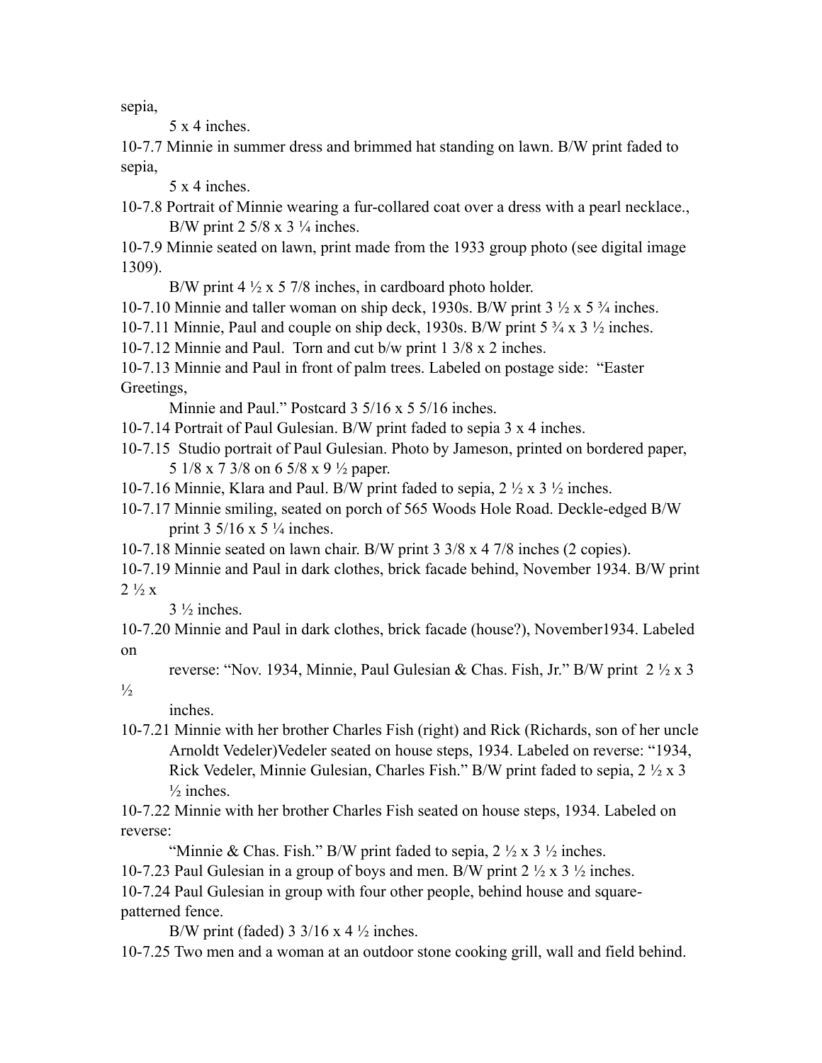sepia,
5 x 4 inches.

10-7.7 Minnie in summer dress and brimmed hat standing on lawn. B/W print faded to sepia,
5 x 4 inches.

10-7.8 Portrait of Minnie wearing a fur-collared coat over a dress with a pearl necklace., B/W print 2 5/8 x 3 ¼ inches.

10-7.9 Minnie seated on lawn, print made from the 1933 group photo (see digital image 1309).
B/W print 4 ½ x 5 7/8 inches, in cardboard photo holder.

10-7.10 Minnie and taller woman on ship deck, 1930s. B/W print 3 ½ x 5 ¾ inches.

10-7.11 Minnie, Paul and couple on ship deck, 1930s. B/W print 5 ¾ x 3 ½ inches.

10-7.12 Minnie and Paul. Torn and cut b/w print 1 3/8 x 2 inches.

10-7.13 Minnie and Paul in front of palm trees. Labeled on postage side: "Easter Greetings,
Minnie and Paul." Postcard 3 5/16 x 5 5/16 inches.

10-7.14 Portrait of Paul Gulesian. B/W print faded to sepia 3 x 4 inches.

10-7.15 Studio portrait of Paul Gulesian. Photo by Jameson, printed on bordered paper, 5 1/8 x 7 3/8 on 6 5/8 x 9 ½ paper.

10-7.16 Minnie, Klara and Paul. B/W print faded to sepia, 2 ½ x 3 ½ inches.

10-7.17 Minnie smiling, seated on porch of 565 Woods Hole Road. Deckle-edged B/W print 3 5/16 x 5 ¼ inches.

10-7.18 Minnie seated on lawn chair. B/W print 3 3/8 x 4 7/8 inches (2 copies).

10-7.19 Minnie and Paul in dark clothes, brick facade behind, November 1934. B/W print 2 ½ x
3 ½ inches.

10-7.20 Minnie and Paul in dark clothes, brick facade (house?), November1934. Labeled on
reverse: "Nov. 1934, Minnie, Paul Gulesian & Chas. Fish, Jr." B/W print 2 ½ x 3 ½
inches.

10-7.21 Minnie with her brother Charles Fish (right) and Rick (Richards, son of her uncle Arnoldt Vedeler)Vedeler seated on house steps, 1934. Labeled on reverse: "1934, Rick Vedeler, Minnie Gulesian, Charles Fish." B/W print faded to sepia, 2 ½ x 3 ½ inches.

10-7.22 Minnie with her brother Charles Fish seated on house steps, 1934. Labeled on reverse:
"Minnie & Chas. Fish." B/W print faded to sepia, 2 ½ x 3 ½ inches.

10-7.23 Paul Gulesian in a group of boys and men. B/W print 2 ½ x 3 ½ inches.

10-7.24 Paul Gulesian in group with four other people, behind house and square-patterned fence.
B/W print (faded) 3 3/16 x 4 ½ inches.

10-7.25 Two men and a woman at an outdoor stone cooking grill, wall and field behind.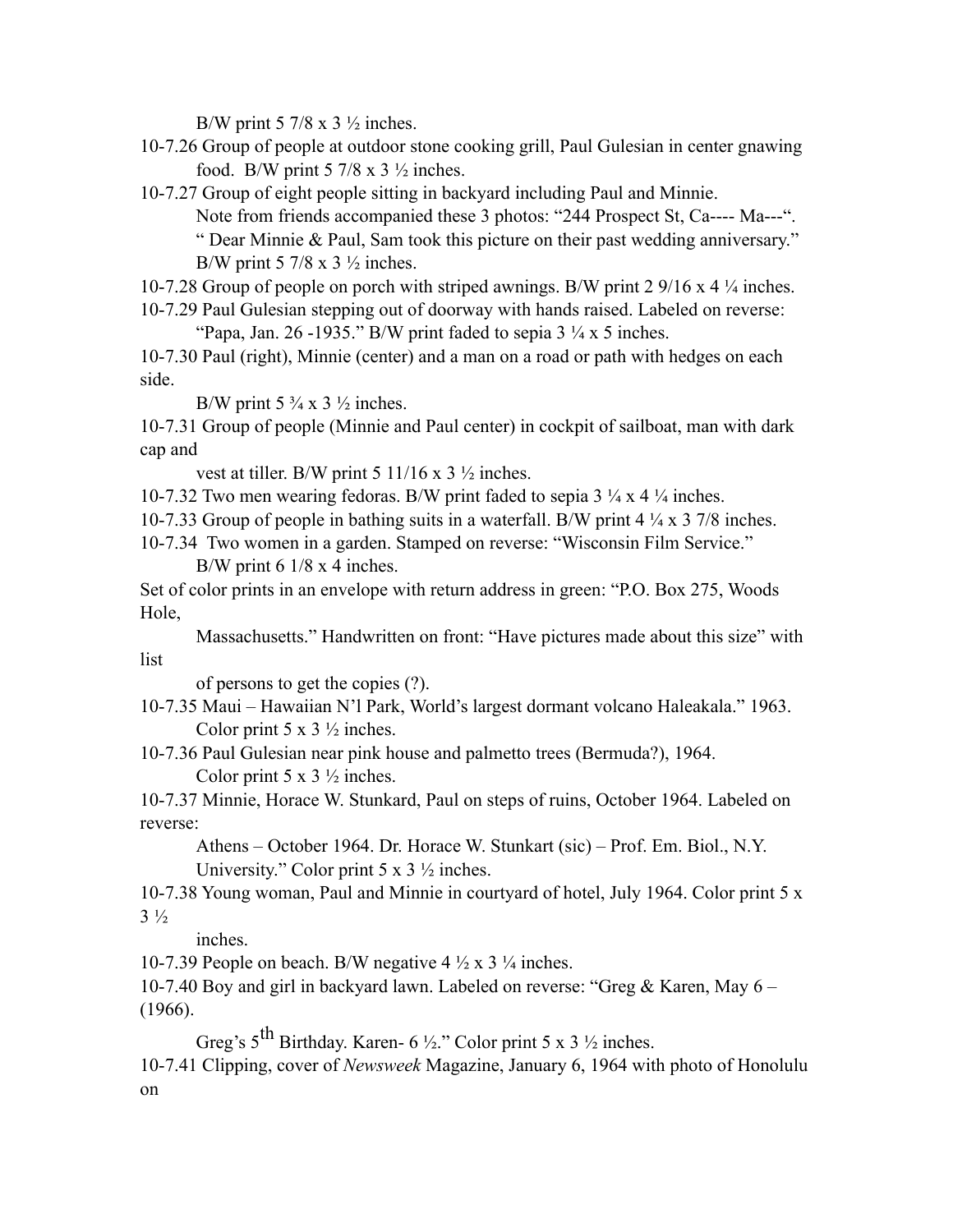B/W print 5 7/8 x 3 ½ inches.

10-7.26 Group of people at outdoor stone cooking grill, Paul Gulesian in center gnawing food. B/W print 5 7/8 x 3 ½ inches.

10-7.27 Group of eight people sitting in backyard including Paul and Minnie. Note from friends accompanied these 3 photos: "244 Prospect St, Ca---- Ma---". " Dear Minnie & Paul, Sam took this picture on their past wedding anniversary." B/W print 5 7/8 x 3 ½ inches.

10-7.28 Group of people on porch with striped awnings. B/W print 2 9/16 x 4 ¼ inches.

10-7.29 Paul Gulesian stepping out of doorway with hands raised. Labeled on reverse: "Papa, Jan. 26 -1935." B/W print faded to sepia 3 ¼ x 5 inches.

10-7.30 Paul (right), Minnie (center) and a man on a road or path with hedges on each side.
B/W print 5 ¾ x 3 ½ inches.

10-7.31 Group of people (Minnie and Paul center) in cockpit of sailboat, man with dark cap and vest at tiller. B/W print 5 11/16 x 3 ½ inches.

10-7.32 Two men wearing fedoras. B/W print faded to sepia 3 ¼ x 4 ¼ inches.

10-7.33 Group of people in bathing suits in a waterfall. B/W print 4 ¼ x 3 7/8 inches.

10-7.34 Two women in a garden. Stamped on reverse: "Wisconsin Film Service." B/W print 6 1/8 x 4 inches.

Set of color prints in an envelope with return address in green: "P.O. Box 275, Woods Hole, Massachusetts." Handwritten on front: "Have pictures made about this size" with list of persons to get the copies (?).

10-7.35 Maui – Hawaiian N'l Park, World's largest dormant volcano Haleakala." 1963. Color print 5 x 3 ½ inches.

10-7.36 Paul Gulesian near pink house and palmetto trees (Bermuda?), 1964. Color print 5 x 3 ½ inches.

10-7.37 Minnie, Horace W. Stunkard, Paul on steps of ruins, October 1964. Labeled on reverse: Athens – October 1964. Dr. Horace W. Stunkart (sic) – Prof. Em. Biol., N.Y. University." Color print 5 x 3 ½ inches.

10-7.38 Young woman, Paul and Minnie in courtyard of hotel, July 1964. Color print 5 x 3 ½ inches.

10-7.39 People on beach. B/W negative 4 ½ x 3 ¼ inches.

10-7.40 Boy and girl in backyard lawn. Labeled on reverse: "Greg & Karen, May 6 – (1966).
Greg's 5th Birthday. Karen- 6 ½." Color print 5 x 3 ½ inches.

10-7.41 Clipping, cover of *Newsweek* Magazine, January 6, 1964 with photo of Honolulu on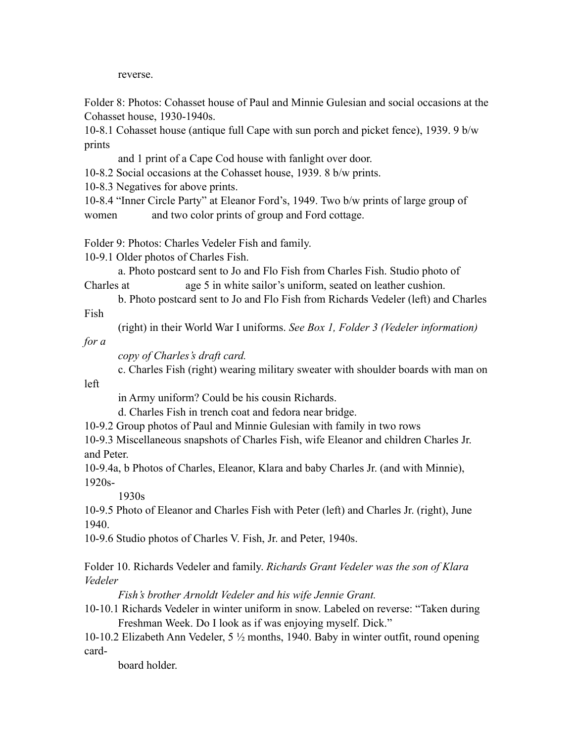reverse.

Folder 8: Photos: Cohasset house of Paul and Minnie Gulesian and social occasions at the Cohasset house, 1930-1940s.

10-8.1 Cohasset house (antique full Cape with sun porch and picket fence), 1939. 9 b/w prints and 1 print of a Cape Cod house with fanlight over door.

10-8.2 Social occasions at the Cohasset house, 1939. 8 b/w prints.

10-8.3 Negatives for above prints.

10-8.4 "Inner Circle Party" at Eleanor Ford's, 1949. Two b/w prints of large group of women and two color prints of group and Ford cottage.

Folder 9: Photos: Charles Vedeler Fish and family.

10-9.1 Older photos of Charles Fish.

a. Photo postcard sent to Jo and Flo Fish from Charles Fish. Studio photo of Charles at age 5 in white sailor's uniform, seated on leather cushion.

b. Photo postcard sent to Jo and Flo Fish from Richards Vedeler (left) and Charles Fish (right) in their World War I uniforms. *See Box 1, Folder 3 (Vedeler information) for a copy of Charles's draft card.*

c. Charles Fish (right) wearing military sweater with shoulder boards with man on left in Army uniform? Could be his cousin Richards.

d. Charles Fish in trench coat and fedora near bridge.

10-9.2 Group photos of Paul and Minnie Gulesian with family in two rows

10-9.3 Miscellaneous snapshots of Charles Fish, wife Eleanor and children Charles Jr. and Peter.

10-9.4a, b Photos of Charles, Eleanor, Klara and baby Charles Jr. (and with Minnie), 1920s-1930s

10-9.5 Photo of Eleanor and Charles Fish with Peter (left) and Charles Jr. (right), June 1940.

10-9.6 Studio photos of Charles V. Fish, Jr. and Peter, 1940s.

Folder 10. Richards Vedeler and family. *Richards Grant Vedeler was the son of Klara Vedeler Fish's brother Arnoldt Vedeler and his wife Jennie Grant.*

10-10.1 Richards Vedeler in winter uniform in snow. Labeled on reverse: "Taken during Freshman Week. Do I look as if was enjoying myself. Dick."

10-10.2 Elizabeth Ann Vedeler, 5 ½ months, 1940. Baby in winter outfit, round opening card-board holder.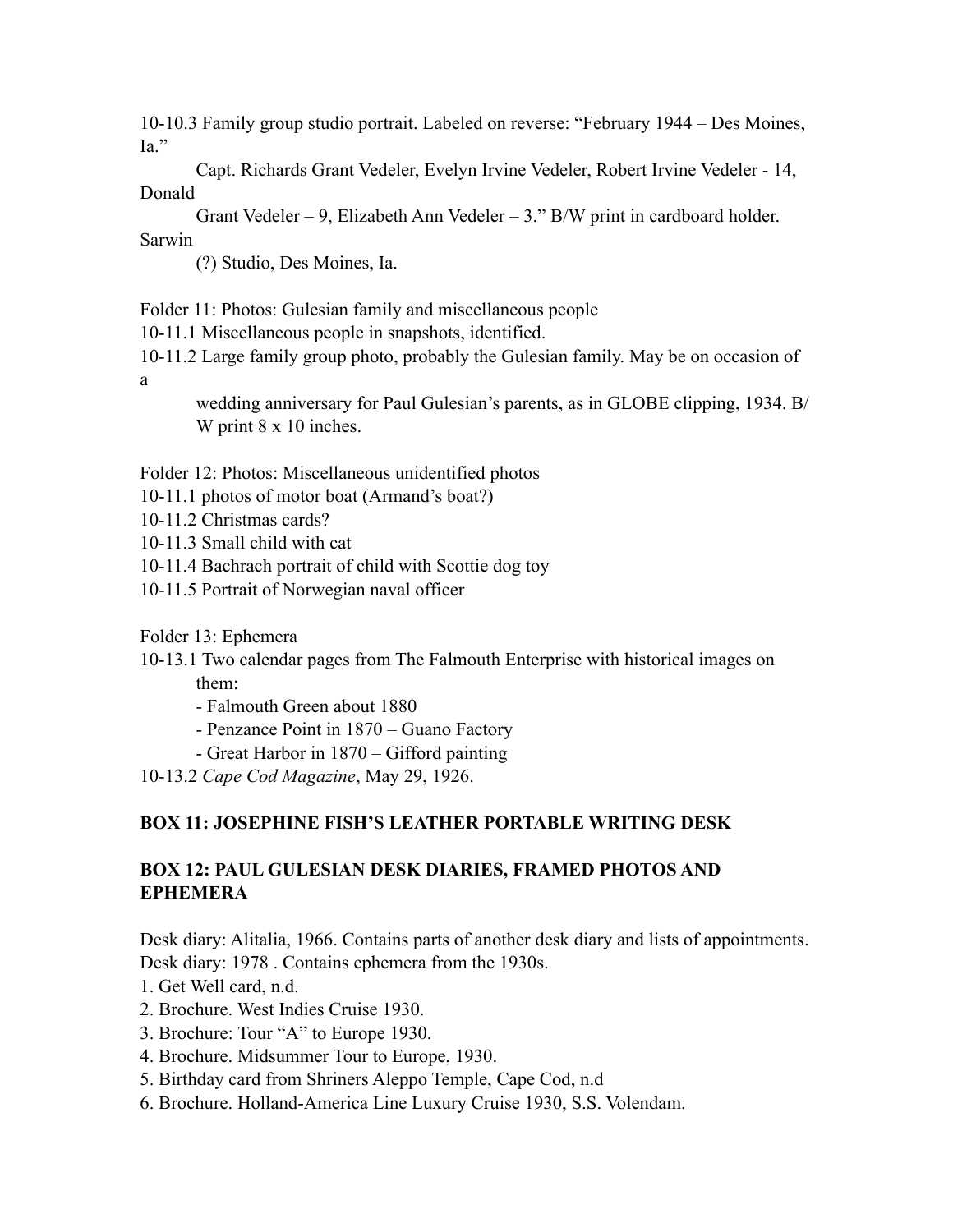10-10.3 Family group studio portrait. Labeled on reverse: "February 1944 – Des Moines, Ia."
Capt. Richards Grant Vedeler, Evelyn Irvine Vedeler, Robert Irvine Vedeler - 14, Donald Grant Vedeler – 9, Elizabeth Ann Vedeler – 3." B/W print in cardboard holder. Sarwin (?) Studio, Des Moines, Ia.

Folder 11: Photos: Gulesian family and miscellaneous people

10-11.1 Miscellaneous people in snapshots, identified.

10-11.2 Large family group photo, probably the Gulesian family. May be on occasion of a wedding anniversary for Paul Gulesian's parents, as in GLOBE clipping, 1934. B/W print 8 x 10 inches.

Folder 12: Photos: Miscellaneous unidentified photos

10-11.1 photos of motor boat (Armand's boat?)

10-11.2 Christmas cards?

10-11.3 Small child with cat

10-11.4 Bachrach portrait of child with Scottie dog toy

10-11.5 Portrait of Norwegian naval officer

Folder 13: Ephemera

10-13.1 Two calendar pages from The Falmouth Enterprise with historical images on them:
- Falmouth Green about 1880
- Penzance Point in 1870 – Guano Factory
- Great Harbor in 1870 – Gifford painting

10-13.2 *Cape Cod Magazine*, May 29, 1926.

**BOX 11: JOSEPHINE FISH'S LEATHER PORTABLE WRITING DESK**

**BOX 12: PAUL GULESIAN DESK DIARIES, FRAMED PHOTOS AND EPHEMERA**

Desk diary: Alitalia, 1966. Contains parts of another desk diary and lists of appointments.
Desk diary: 1978 . Contains ephemera from the 1930s.

1. Get Well card, n.d.
2. Brochure. West Indies Cruise 1930.
3. Brochure: Tour "A" to Europe 1930.
4. Brochure. Midsummer Tour to Europe, 1930.
5. Birthday card from Shriners Aleppo Temple, Cape Cod, n.d
6. Brochure. Holland-America Line Luxury Cruise 1930, S.S. Volendam.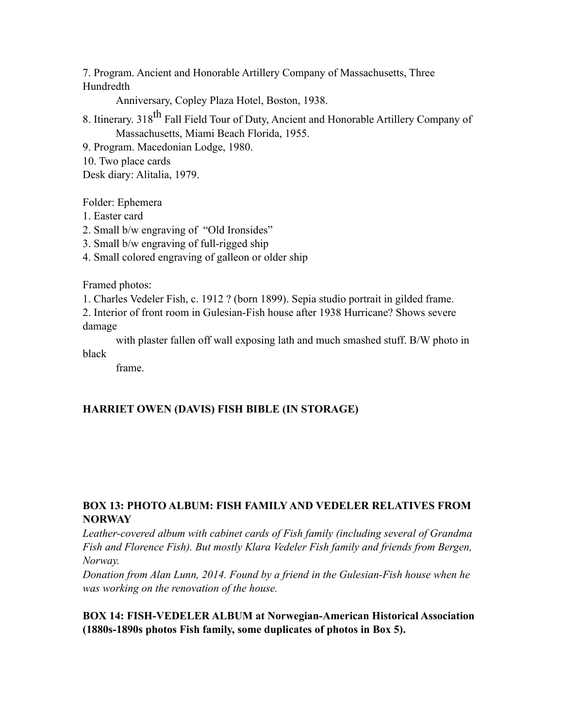7. Program. Ancient and Honorable Artillery Company of Massachusetts, Three Hundredth Anniversary, Copley Plaza Hotel, Boston, 1938.

8. Itinerary. 318th Fall Field Tour of Duty, Ancient and Honorable Artillery Company of Massachusetts, Miami Beach Florida, 1955.

9. Program. Macedonian Lodge, 1980.

10. Two place cards

Desk diary: Alitalia, 1979.

Folder: Ephemera

1. Easter card
2. Small b/w engraving of "Old Ironsides"
3. Small b/w engraving of full-rigged ship
4. Small colored engraving of galleon or older ship

Framed photos:

1. Charles Vedeler Fish, c. 1912 ? (born 1899). Sepia studio portrait in gilded frame.
2. Interior of front room in Gulesian-Fish house after 1938 Hurricane? Shows severe damage with plaster fallen off wall exposing lath and much smashed stuff. B/W photo in black frame.

**HARRIET OWEN (DAVIS) FISH BIBLE (IN STORAGE)**

**BOX 13: PHOTO ALBUM: FISH FAMILY AND VEDELER RELATIVES FROM NORWAY**

*Leather-covered album with cabinet cards of Fish family (including several of Grandma Fish and Florence Fish). But mostly Klara Vedeler Fish family and friends from Bergen, Norway.*

*Donation from Alan Lunn, 2014. Found by a friend in the Gulesian-Fish house when he was working on the renovation of the house.*

**BOX 14: FISH-VEDELER ALBUM at Norwegian-American Historical Association (1880s-1890s photos Fish family, some duplicates of photos in Box 5).**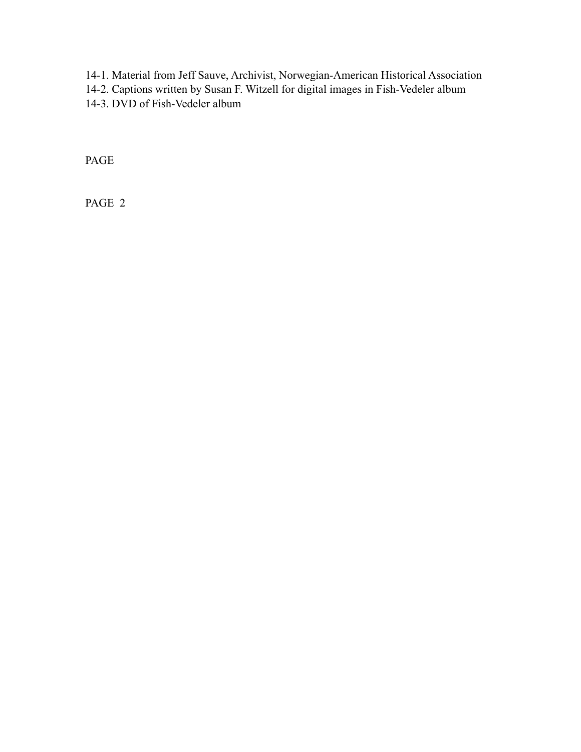14-1. Material from Jeff Sauve, Archivist, Norwegian-American Historical Association
14-2. Captions written by Susan F. Witzell for digital images in Fish-Vedeler album
14-3. DVD of Fish-Vedeler album